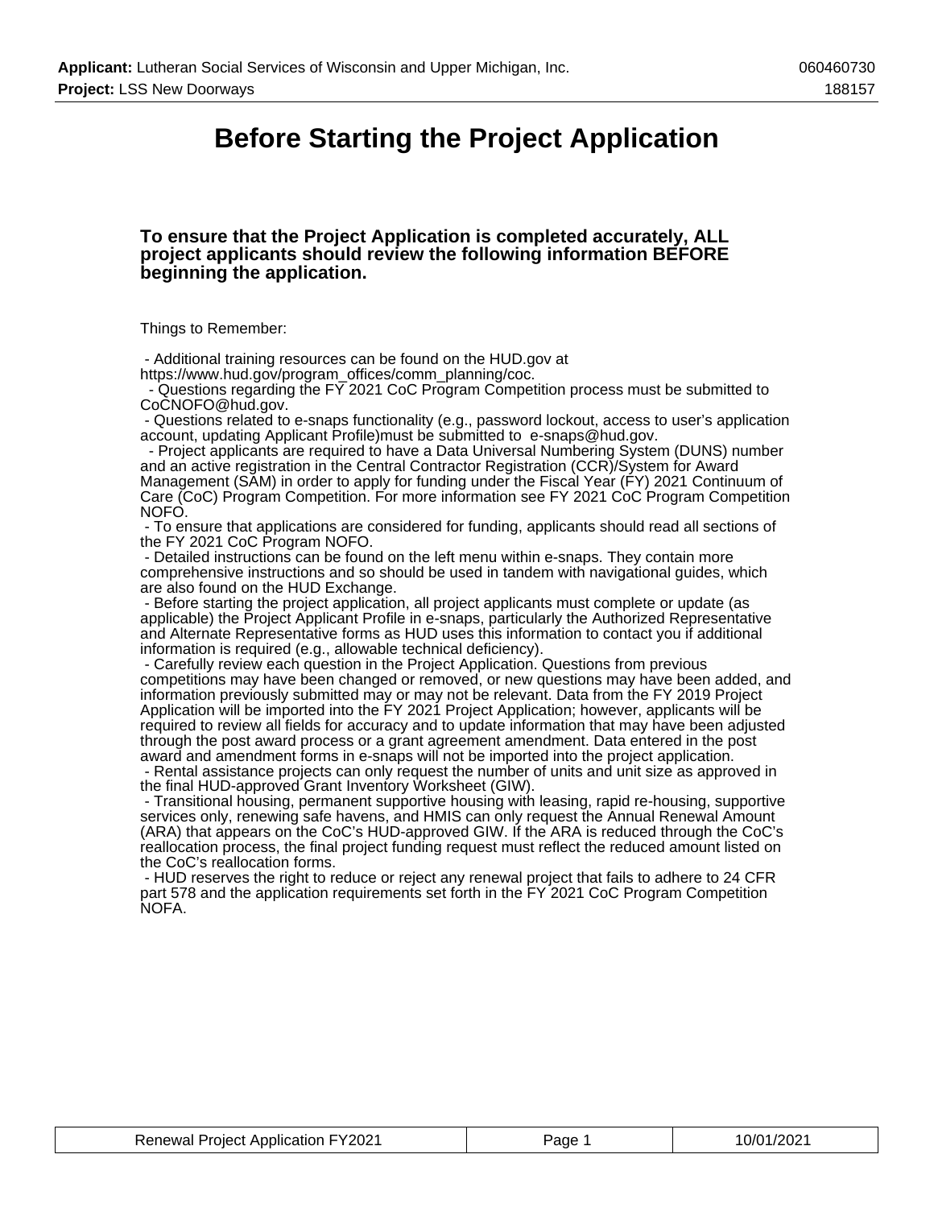# Before Starting the Project Application

**To ensure that the Project Application is completed accurately, ALL project applicants should review the following information BEFORE beginning the application.**

Things to Remember:

- Additional training resources can be found on the HUD.gov at https://www.hud.gov/program_offices/comm_planning/coc.
- Questions regarding the FY 2021 CoC Program Competition process must be submitted to CoCNOFO@hud.gov.
- Questions related to e-snaps functionality (e.g., password lockout, access to user's application account, updating Applicant Profile)must be submitted to e-snaps@hud.gov.
- Project applicants are required to have a Data Universal Numbering System (DUNS) number and an active registration in the Central Contractor Registration (CCR)/System for Award Management (SAM) in order to apply for funding under the Fiscal Year (FY) 2021 Continuum of Care (CoC) Program Competition. For more information see FY 2021 CoC Program Competition NOFO.
- To ensure that applications are considered for funding, applicants should read all sections of the FY 2021 CoC Program NOFO.
- Detailed instructions can be found on the left menu within e-snaps. They contain more comprehensive instructions and so should be used in tandem with navigational guides, which are also found on the HUD Exchange.
- Before starting the project application, all project applicants must complete or update (as applicable) the Project Applicant Profile in e-snaps, particularly the Authorized Representative and Alternate Representative forms as HUD uses this information to contact you if additional information is required (e.g., allowable technical deficiency).
- Carefully review each question in the Project Application. Questions from previous competitions may have been changed or removed, or new questions may have been added, and information previously submitted may or may not be relevant. Data from the FY 2019 Project Application will be imported into the FY 2021 Project Application; however, applicants will be required to review all fields for accuracy and to update information that may have been adjusted through the post award process or a grant agreement amendment. Data entered in the post award and amendment forms in e-snaps will not be imported into the project application.
- Rental assistance projects can only request the number of units and unit size as approved in the final HUD-approved Grant Inventory Worksheet (GIW).
- Transitional housing, permanent supportive housing with leasing, rapid re-housing, supportive services only, renewing safe havens, and HMIS can only request the Annual Renewal Amount (ARA) that appears on the CoC's HUD-approved GIW. If the ARA is reduced through the CoC's reallocation process, the final project funding request must reflect the reduced amount listed on the CoC's reallocation forms.
- HUD reserves the right to reduce or reject any renewal project that fails to adhere to 24 CFR part 578 and the application requirements set forth in the FY 2021 CoC Program Competition NOFA.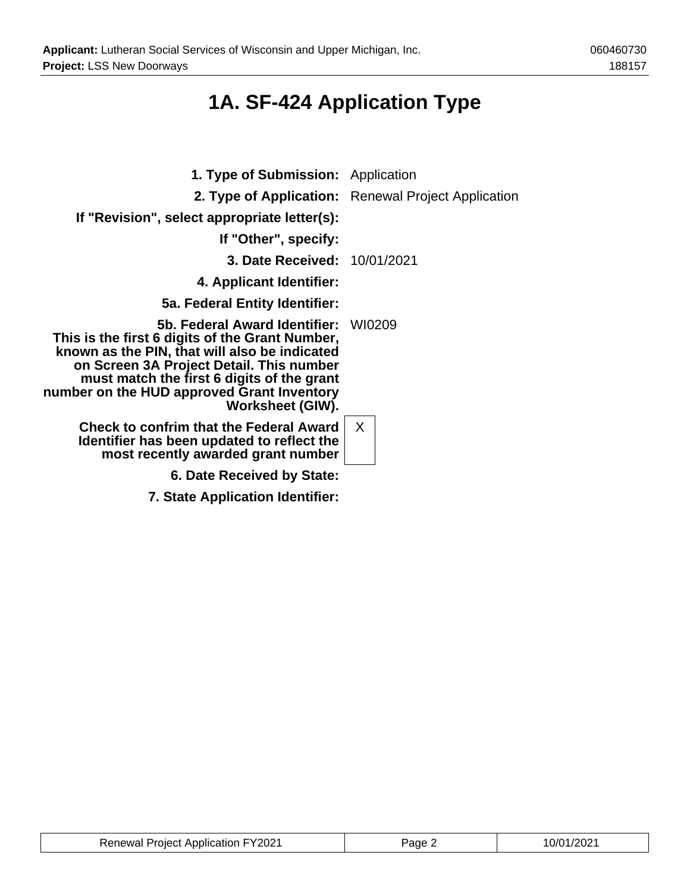# 1A. SF-424 Application Type

| | |
|---|---|
| **1. Type of Submission:** | Application |
| **2. Type of Application:** | Renewal Project Application |
| **If "Revision", select appropriate letter(s):** | |
| **If "Other", specify:** | |
| **3. Date Received:** | 10/01/2021 |
| **4. Applicant Identifier:** | |
| **5a. Federal Entity Identifier:** | |
| **5b. Federal Award Identifier: This is the first 6 digits of the Grant Number, known as the PIN, that will also be indicated on Screen 3A Project Detail. This number must match the first 6 digits of the grant number on the HUD approved Grant Inventory Worksheet (GIW).** | WI0209 |
| **Check to confrim that the Federal Award Identifier has been updated to reflect the most recently awarded grant number** | X |
| **6. Date Received by State:** | |
| **7. State Application Identifier:** | |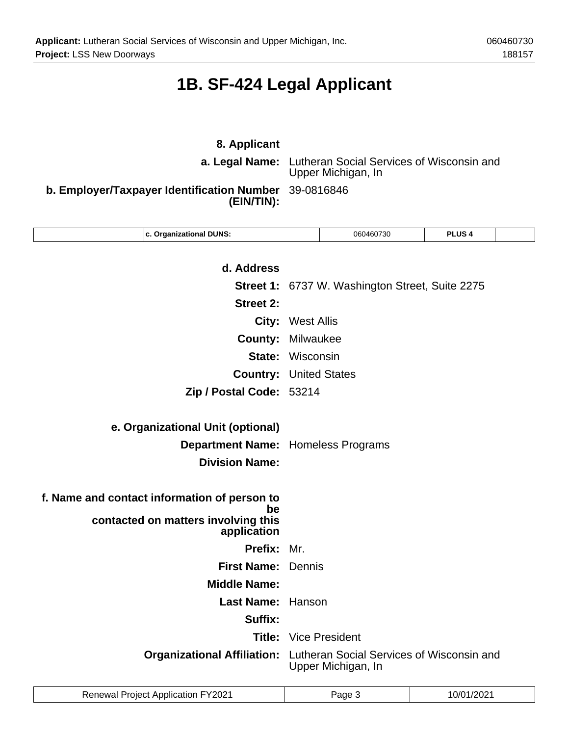# 1B. SF-424 Legal Applicant

**8. Applicant**

**a. Legal Name:** Lutheran Social Services of Wisconsin and Upper Michigan, In

**b. Employer/Taxpayer Identification Number (EIN/TIN):** 39-0816846

| | c. Organizational DUNS: | 060460730 | PLUS 4 | |
|---|---|---|---|---|

**d. Address**

**Street 1:** 6737 W. Washington Street, Suite 2275

**Street 2:**

**City:** West Allis

**County:** Milwaukee

**State:** Wisconsin

**Country:** United States

**Zip / Postal Code:** 53214

**e. Organizational Unit (optional)**

**Department Name:** Homeless Programs

**Division Name:**

**f. Name and contact information of person to be contacted on matters involving this application**

**Prefix:** Mr.

**First Name:** Dennis

**Middle Name:**

**Last Name:** Hanson

**Suffix:**

**Title:** Vice President

**Organizational Affiliation:** Lutheran Social Services of Wisconsin and Upper Michigan, In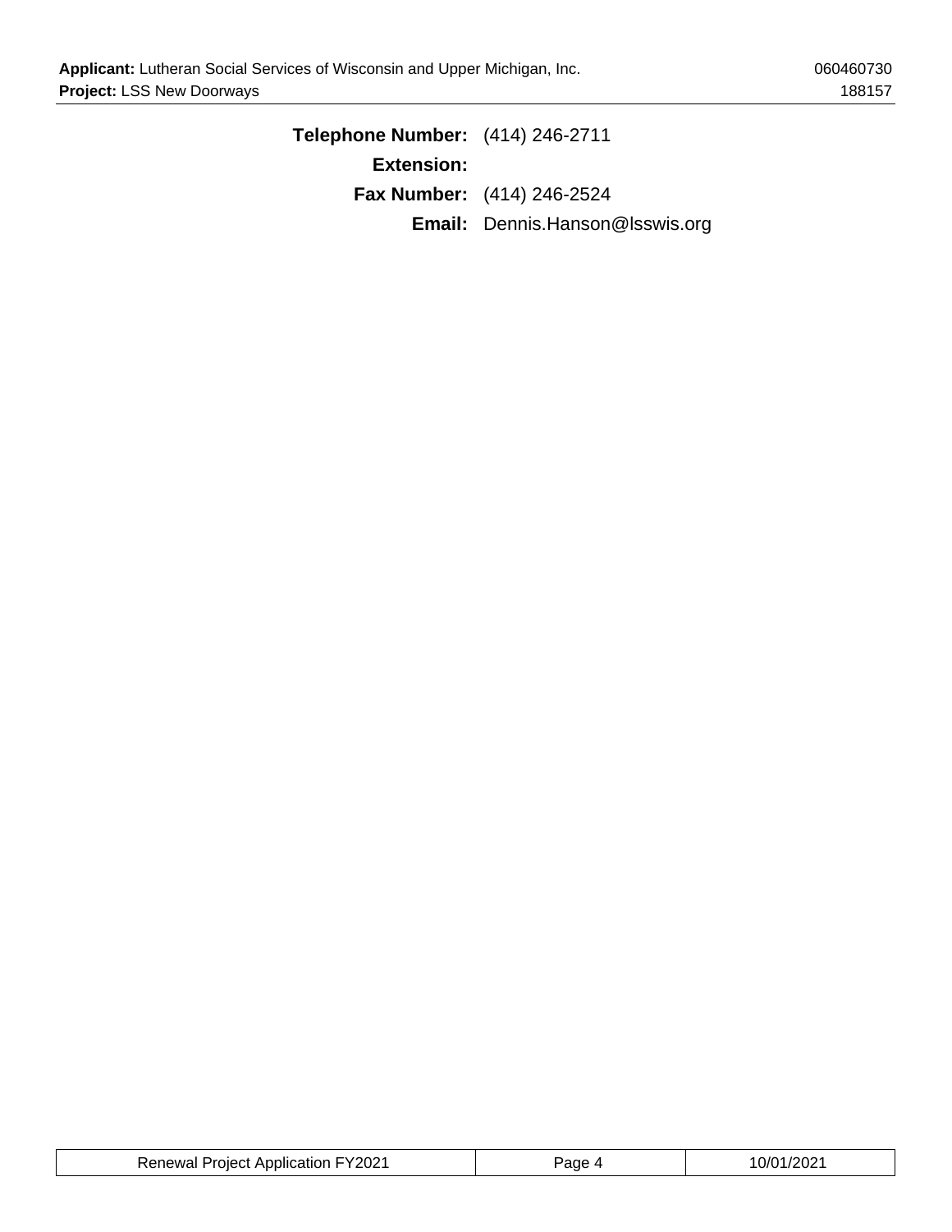**Telephone Number:** (414) 246-2711

**Extension:**

**Fax Number:** (414) 246-2524

**Email:** Dennis.Hanson@lsswis.org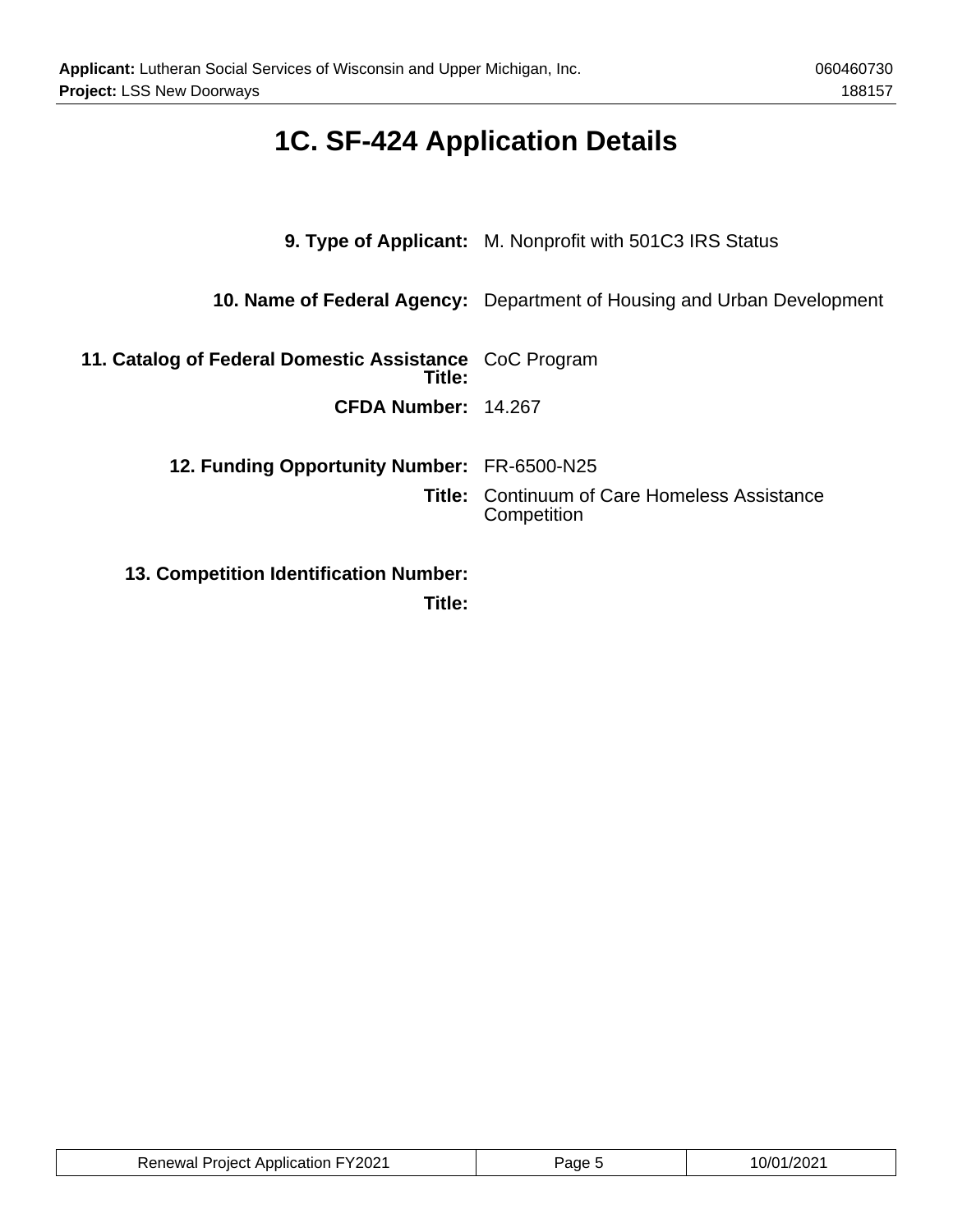# 1C. SF-424 Application Details

| | |
|---|---|
| **9. Type of Applicant:** | M. Nonprofit with 501C3 IRS Status |
| **10. Name of Federal Agency:** | Department of Housing and Urban Development |
| **11. Catalog of Federal Domestic Assistance Title:** | CoC Program |
| **CFDA Number:** | 14.267 |
| **12. Funding Opportunity Number:** | FR-6500-N25 |
| **Title:** | Continuum of Care Homeless Assistance Competition |
| **13. Competition Identification Number:** | |
| **Title:** | |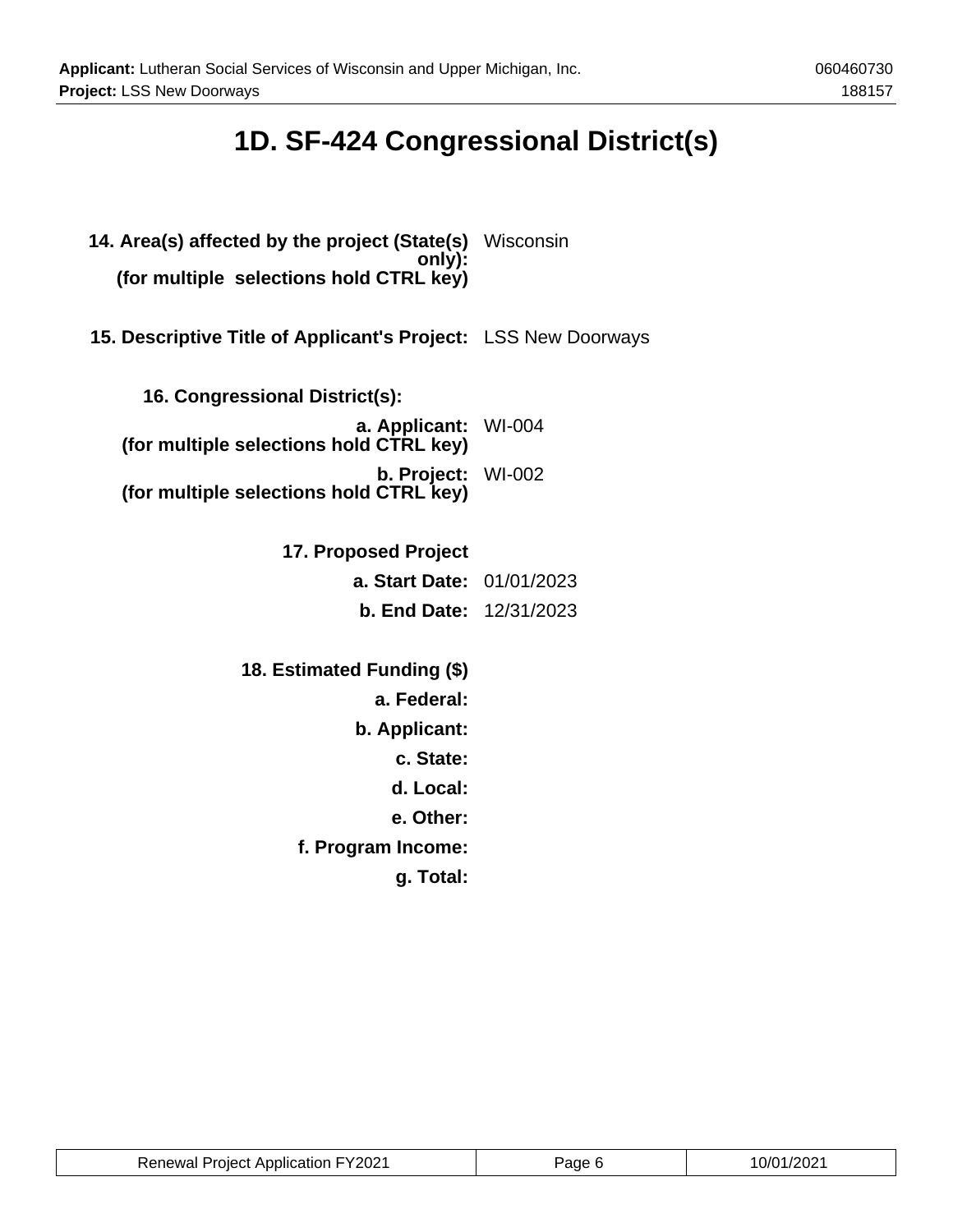# 1D. SF-424 Congressional District(s)

**14. Area(s) affected by the project (State(s) only):**
**(for multiple selections hold CTRL key)** Wisconsin

**15. Descriptive Title of Applicant's Project:** LSS New Doorways

**16. Congressional District(s):**

**a. Applicant:**
**(for multiple selections hold CTRL key)** WI-004

**b. Project:**
**(for multiple selections hold CTRL key)** WI-002

**17. Proposed Project**

**a. Start Date:** 01/01/2023

**b. End Date:** 12/31/2023

**18. Estimated Funding ($)**

**a. Federal:**

**b. Applicant:**

**c. State:**

**d. Local:**

**e. Other:**

**f. Program Income:**

**g. Total:**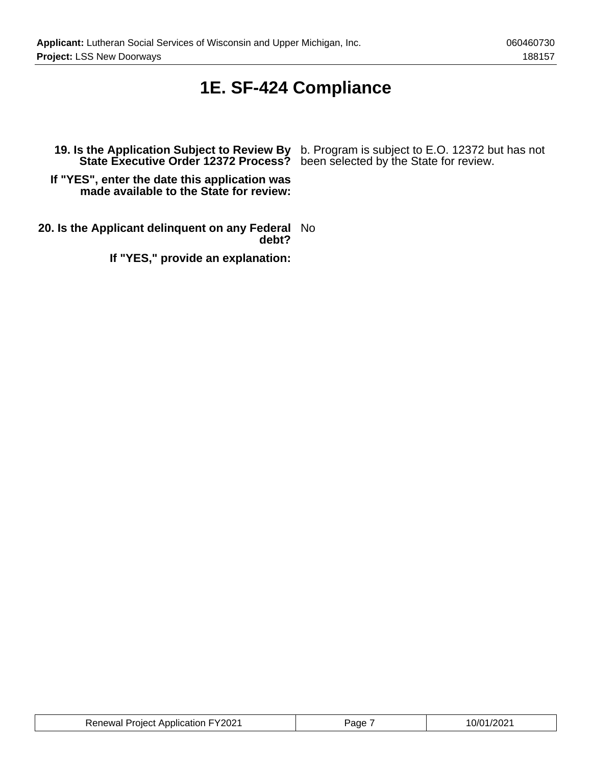# 1E. SF-424 Compliance

**19. Is the Application Subject to Review By State Executive Order 12372 Process?** b. Program is subject to E.O. 12372 but has not been selected by the State for review.

**If "YES", enter the date this application was made available to the State for review:**

**20. Is the Applicant delinquent on any Federal debt?** No

**If "YES," provide an explanation:**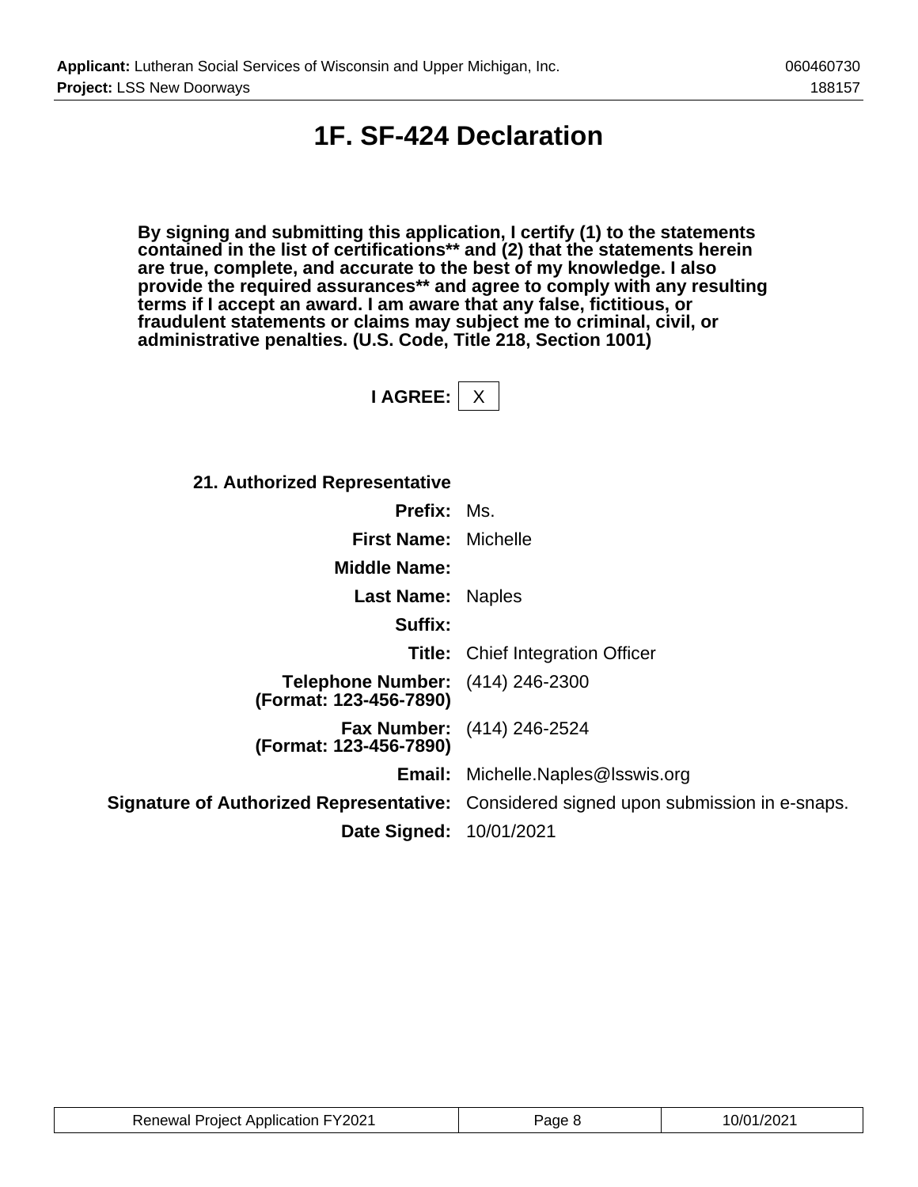# 1F. SF-424 Declaration

**By signing and submitting this application, I certify (1) to the statements contained in the list of certifications** and (2) that the statements herein are true, complete, and accurate to the best of my knowledge. I also provide the required assurances** and agree to comply with any resulting terms if I accept an award. I am aware that any false, fictitious, or fraudulent statements or claims may subject me to criminal, civil, or administrative penalties. (U.S. Code, Title 218, Section 1001)**

**I AGREE:** X

**21. Authorized Representative**

| | |
|---|---|
| **Prefix:** | Ms. |
| **First Name:** | Michelle |
| **Middle Name:** | |
| **Last Name:** | Naples |
| **Suffix:** | |
| **Title:** | Chief Integration Officer |
| **Telephone Number: (Format: 123-456-7890)** | (414) 246-2300 |
| **Fax Number: (Format: 123-456-7890)** | (414) 246-2524 |
| **Email:** | Michelle.Naples@lsswis.org |
| **Signature of Authorized Representative:** | Considered signed upon submission in e-snaps. |
| **Date Signed:** | 10/01/2021 |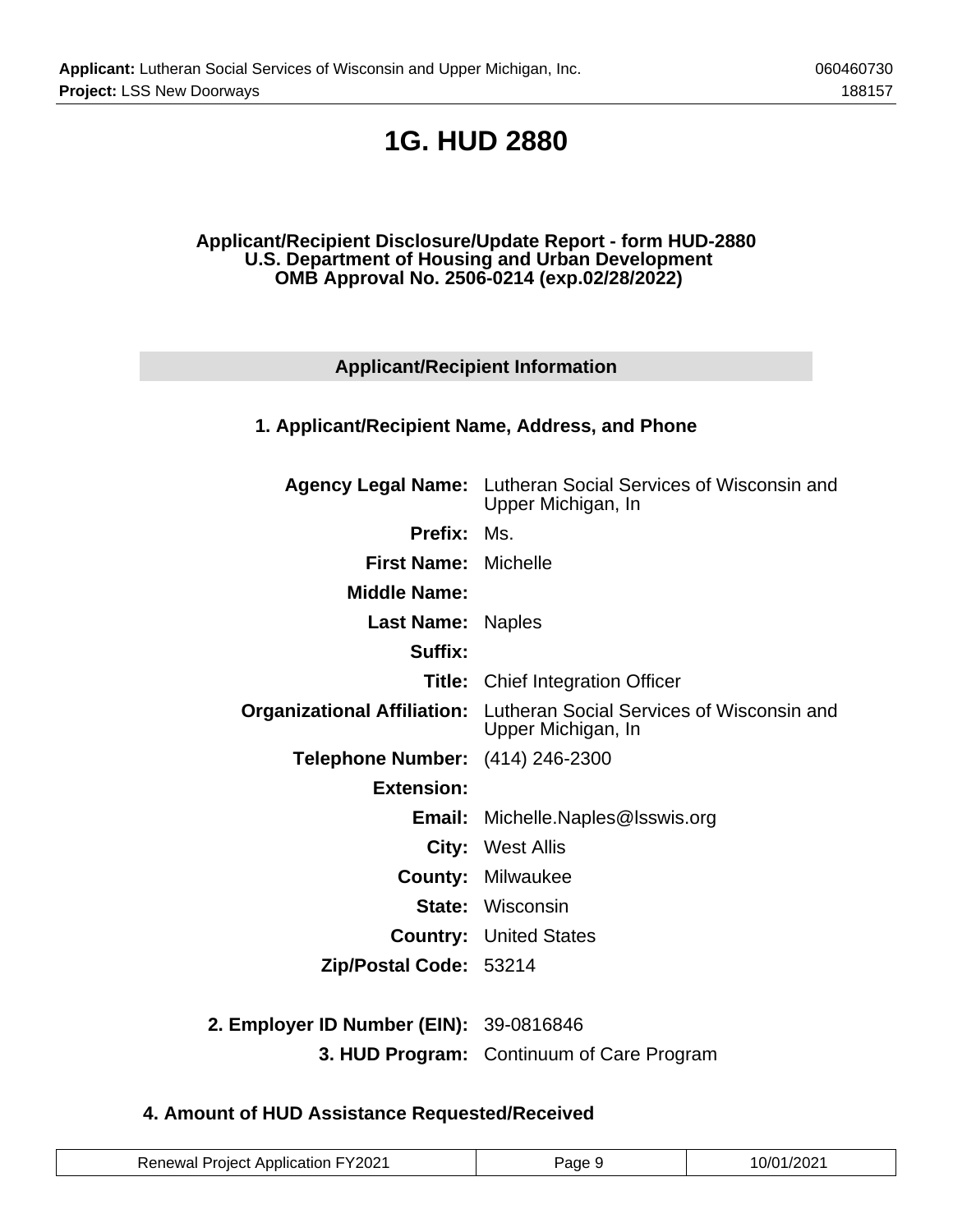# 1G. HUD 2880

**Applicant/Recipient Disclosure/Update Report - form HUD-2880**
**U.S. Department of Housing and Urban Development**
**OMB Approval No. 2506-0214 (exp.02/28/2022)**

## Applicant/Recipient Information

### 1. Applicant/Recipient Name, Address, and Phone

**Agency Legal Name:** Lutheran Social Services of Wisconsin and Upper Michigan, In

**Prefix:** Ms.

**First Name:** Michelle

**Middle Name:**

**Last Name:** Naples

**Suffix:**

**Title:** Chief Integration Officer

**Organizational Affiliation:** Lutheran Social Services of Wisconsin and Upper Michigan, In

**Telephone Number:** (414) 246-2300

**Extension:**

**Email:** Michelle.Naples@lsswis.org

**City:** West Allis

**County:** Milwaukee

**State:** Wisconsin

**Country:** United States

**Zip/Postal Code:** 53214

**2. Employer ID Number (EIN):** 39-0816846

**3. HUD Program:** Continuum of Care Program

### 4. Amount of HUD Assistance Requested/Received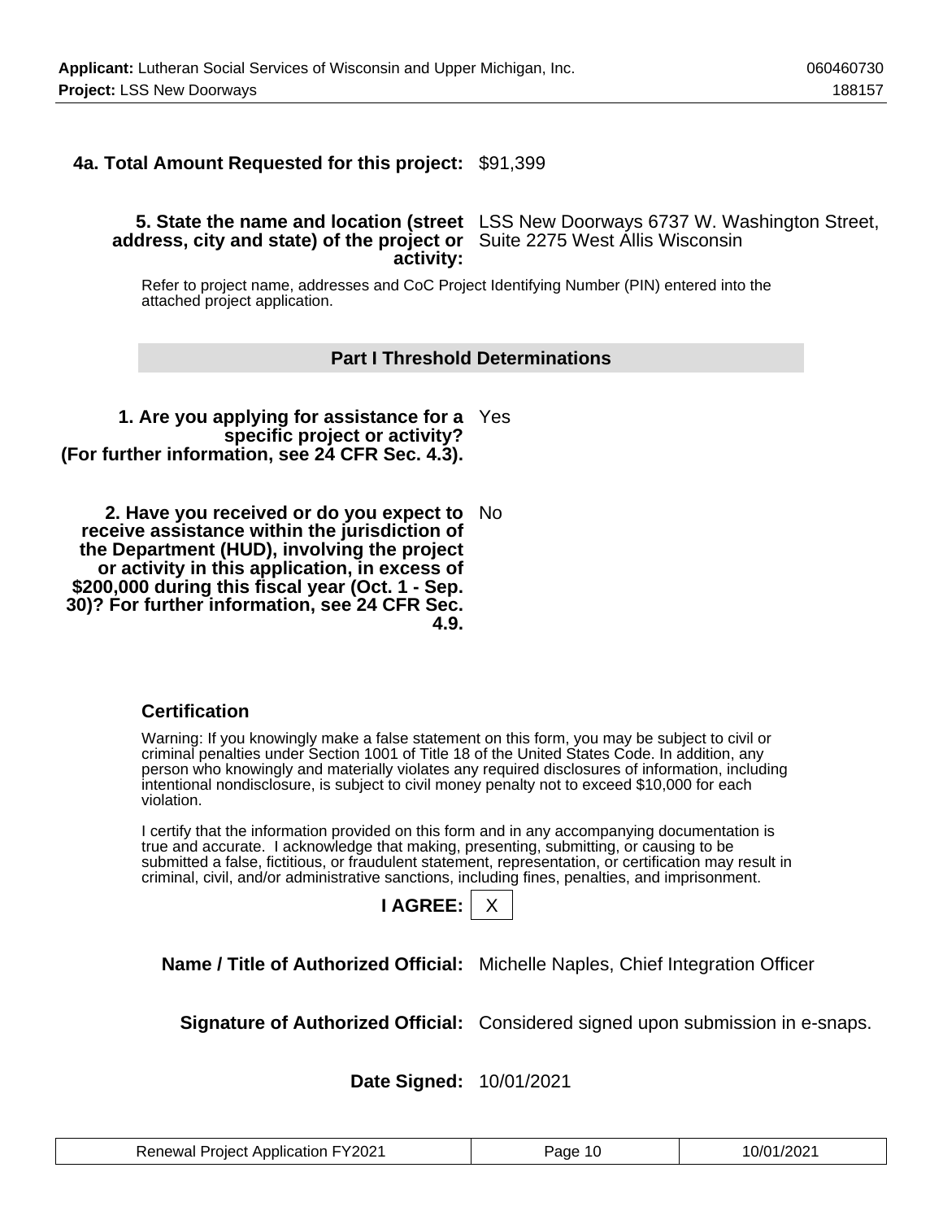**4a. Total Amount Requested for this project:** $91,399

**5. State the name and location (street address, city and state) of the project or activity:** LSS New Doorways 6737 W. Washington Street, Suite 2275 West Allis Wisconsin

Refer to project name, addresses and CoC Project Identifying Number (PIN) entered into the attached project application.

## Part I Threshold Determinations

**1. Are you applying for assistance for a specific project or activity? (For further information, see 24 CFR Sec. 4.3).** Yes

**2. Have you received or do you expect to receive assistance within the jurisdiction of the Department (HUD), involving the project or activity in this application, in excess of $200,000 during this fiscal year (Oct. 1 - Sep. 30)? For further information, see 24 CFR Sec. 4.9.** No

### Certification

Warning: If you knowingly make a false statement on this form, you may be subject to civil or criminal penalties under Section 1001 of Title 18 of the United States Code. In addition, any person who knowingly and materially violates any required disclosures of information, including intentional nondisclosure, is subject to civil money penalty not to exceed $10,000 for each violation.

I certify that the information provided on this form and in any accompanying documentation is true and accurate. I acknowledge that making, presenting, submitting, or causing to be submitted a false, fictitious, or fraudulent statement, representation, or certification may result in criminal, civil, and/or administrative sanctions, including fines, penalties, and imprisonment.

**I AGREE:** X

**Name / Title of Authorized Official:** Michelle Naples, Chief Integration Officer

**Signature of Authorized Official:** Considered signed upon submission in e-snaps.

**Date Signed:** 10/01/2021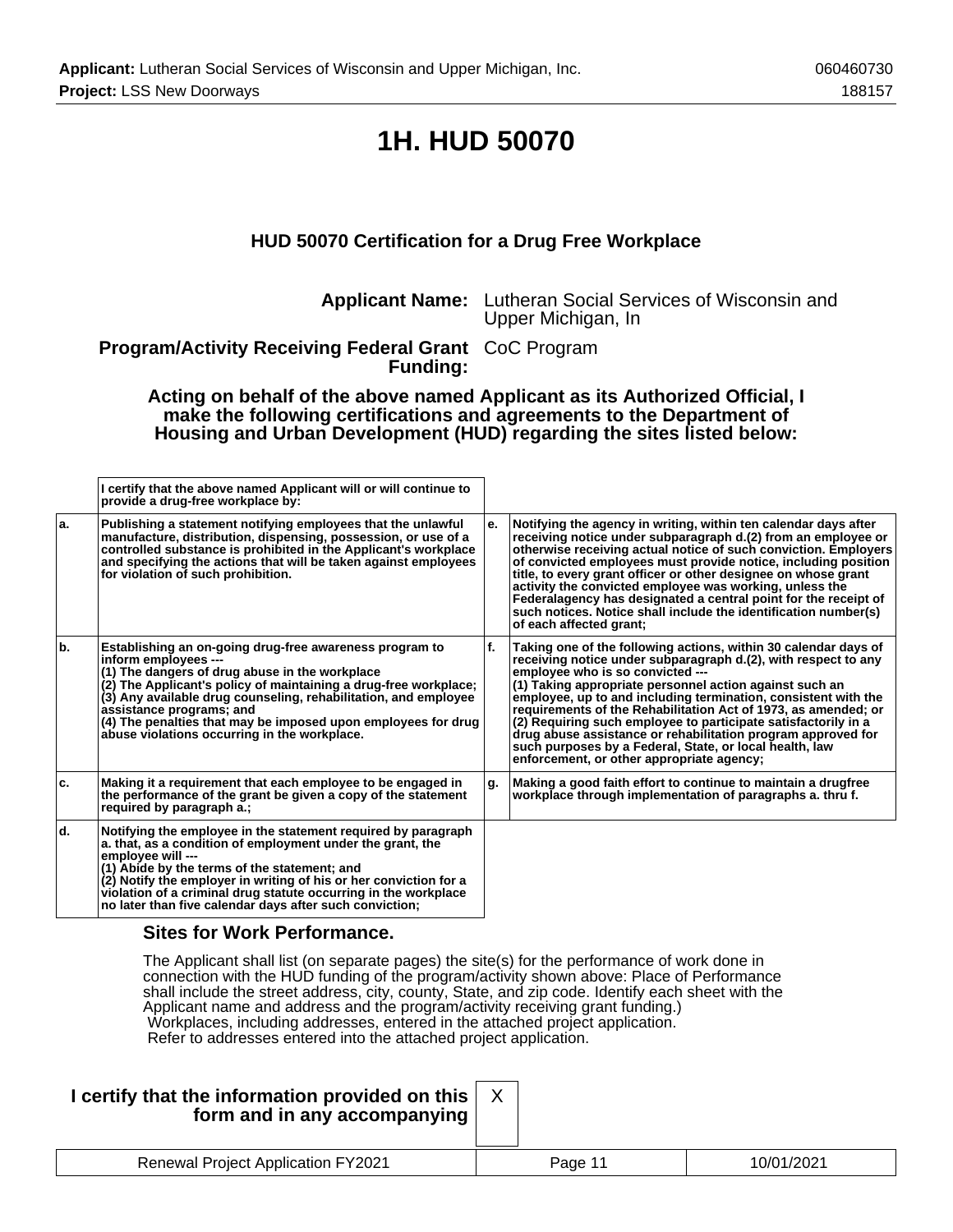# 1H. HUD 50070

### HUD 50070 Certification for a Drug Free Workplace

**Applicant Name:** Lutheran Social Services of Wisconsin and Upper Michigan, In

**Program/Activity Receiving Federal Grant Funding:** CoC Program

**Acting on behalf of the above named Applicant as its Authorized Official, I make the following certifications and agreements to the Department of Housing and Urban Development (HUD) regarding the sites listed below:**

| | I certify that the above named Applicant will or will continue to provide a drug-free workplace by: | | |
|---|---|---|---|
| a. | Publishing a statement notifying employees that the unlawful manufacture, distribution, dispensing, possession, or use of a controlled substance is prohibited in the Applicant's workplace and specifying the actions that will be taken against employees for violation of such prohibition. | e. | Notifying the agency in writing, within ten calendar days after receiving notice under subparagraph d.(2) from an employee or otherwise receiving actual notice of such conviction. Employers of convicted employees must provide notice, including position title, to every grant officer or other designee on whose grant activity the convicted employee was working, unless the Federalagency has designated a central point for the receipt of such notices. Notice shall include the identification number(s) of each affected grant; |
| b. | Establishing an on-going drug-free awareness program to inform employees --- (1) The dangers of drug abuse in the workplace (2) The Applicant's policy of maintaining a drug-free workplace; (3) Any available drug counseling, rehabilitation, and employee assistance programs; and (4) The penalties that may be imposed upon employees for drug abuse violations occurring in the workplace. | f. | Taking one of the following actions, within 30 calendar days of receiving notice under subparagraph d.(2), with respect to any employee who is so convicted --- (1) Taking appropriate personnel action against such an employee, up to and including termination, consistent with the requirements of the Rehabilitation Act of 1973, as amended; or (2) Requiring such employee to participate satisfactorily in a drug abuse assistance or rehabilitation program approved for such purposes by a Federal, State, or local health, law enforcement, or other appropriate agency; |
| c. | Making it a requirement that each employee to be engaged in the performance of the grant be given a copy of the statement required by paragraph a.; | g. | Making a good faith effort to continue to maintain a drugfree workplace through implementation of paragraphs a. thru f. |
| d. | Notifying the employee in the statement required by paragraph a. that, as a condition of employment under the grant, the employee will --- (1) Abide by the terms of the statement; and (2) Notify the employer in writing of his or her conviction for a violation of a criminal drug statute occurring in the workplace no later than five calendar days after such conviction; | | |

**Sites for Work Performance.**

The Applicant shall list (on separate pages) the site(s) for the performance of work done in connection with the HUD funding of the program/activity shown above: Place of Performance shall include the street address, city, county, State, and zip code. Identify each sheet with the Applicant name and address and the program/activity receiving grant funding.)
Workplaces, including addresses, entered in the attached project application.
Refer to addresses entered into the attached project application.

**I certify that the information provided on this form and in any accompanying** X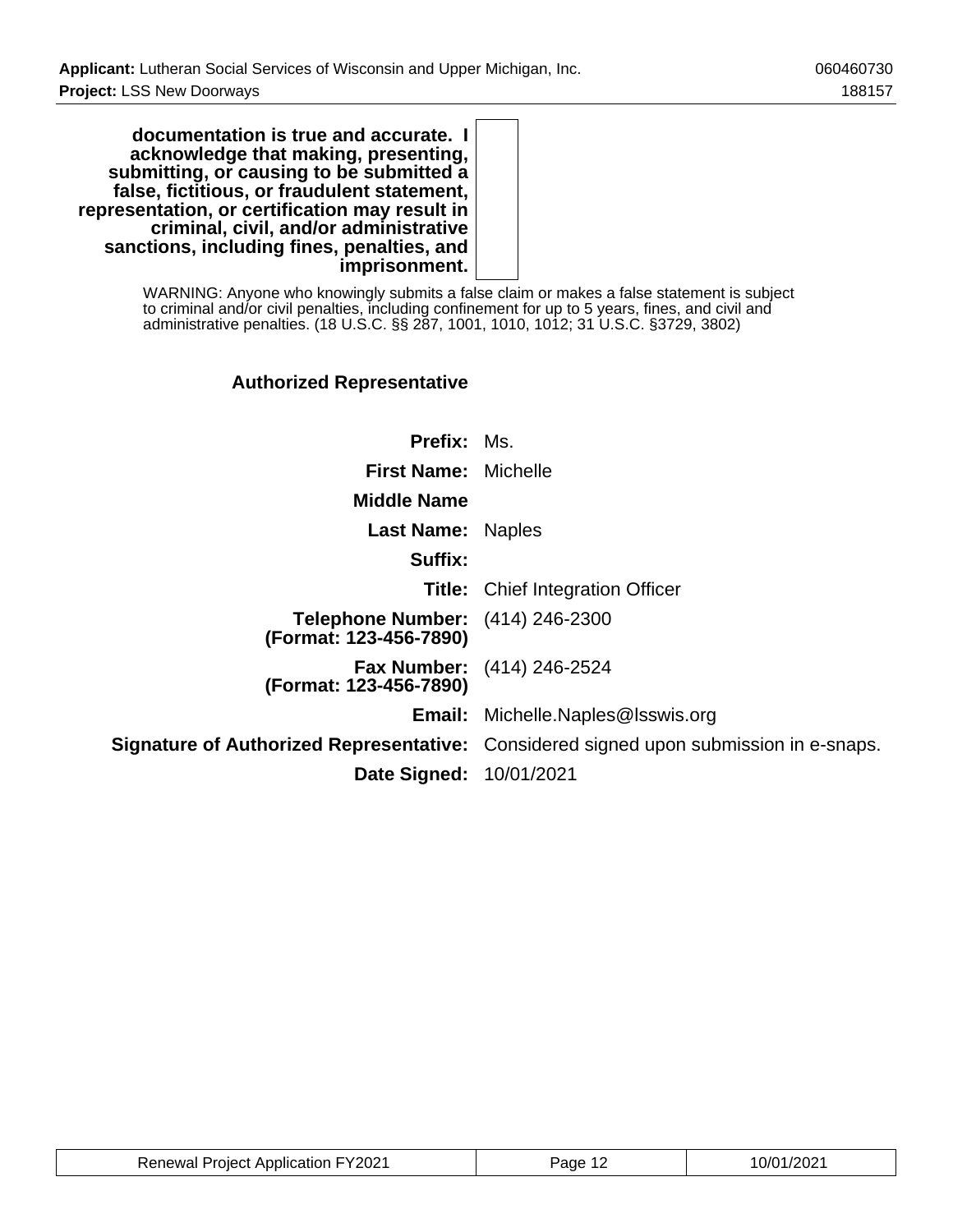**documentation is true and accurate. I acknowledge that making, presenting, submitting, or causing to be submitted a false, fictitious, or fraudulent statement, representation, or certification may result in criminal, civil, and/or administrative sanctions, including fines, penalties, and imprisonment.**

WARNING: Anyone who knowingly submits a false claim or makes a false statement is subject to criminal and/or civil penalties, including confinement for up to 5 years, fines, and civil and administrative penalties. (18 U.S.C. §§ 287, 1001, 1010, 1012; 31 U.S.C. §3729, 3802)

### Authorized Representative

| | |
|---|---|
| **Prefix:** | Ms. |
| **First Name:** | Michelle |
| **Middle Name** | |
| **Last Name:** | Naples |
| **Suffix:** | |
| **Title:** | Chief Integration Officer |
| **Telephone Number: (Format: 123-456-7890)** | (414) 246-2300 |
| **Fax Number: (Format: 123-456-7890)** | (414) 246-2524 |
| **Email:** | Michelle.Naples@lsswis.org |
| **Signature of Authorized Representative:** | Considered signed upon submission in e-snaps. |
| **Date Signed:** | 10/01/2021 |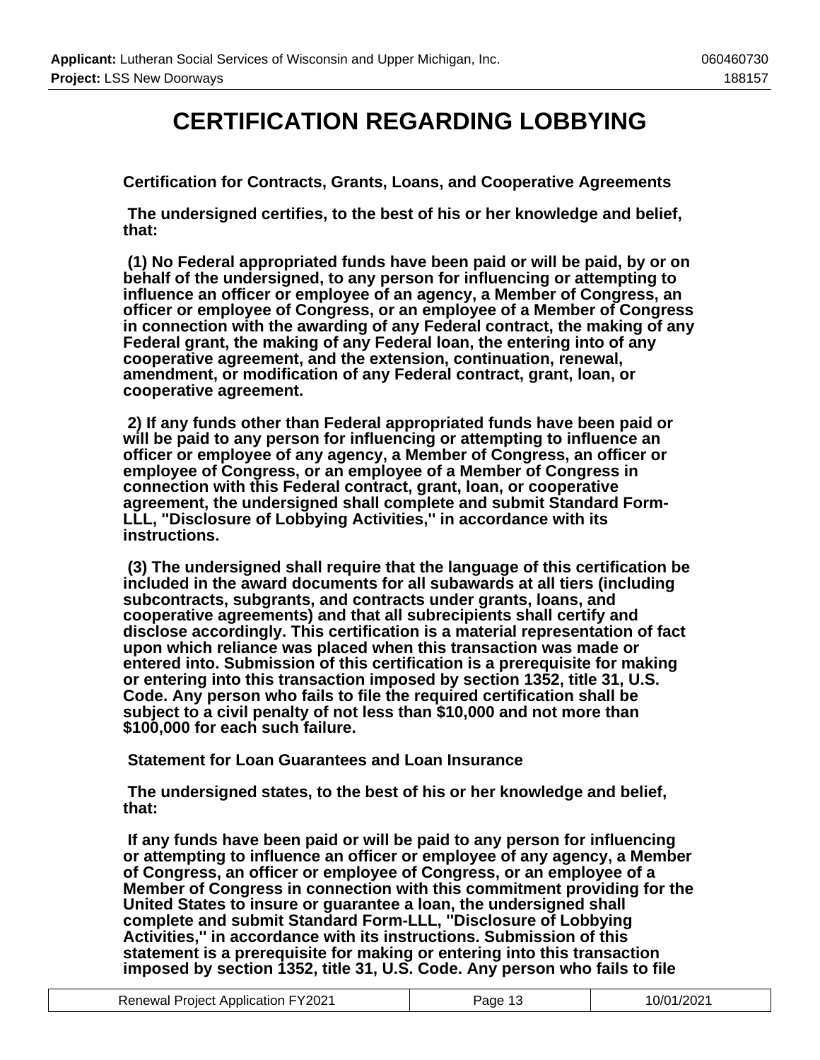# CERTIFICATION REGARDING LOBBYING

**Certification for Contracts, Grants, Loans, and Cooperative Agreements**

**The undersigned certifies, to the best of his or her knowledge and belief, that:**

**(1) No Federal appropriated funds have been paid or will be paid, by or on behalf of the undersigned, to any person for influencing or attempting to influence an officer or employee of an agency, a Member of Congress, an officer or employee of Congress, or an employee of a Member of Congress in connection with the awarding of any Federal contract, the making of any Federal grant, the making of any Federal loan, the entering into of any cooperative agreement, and the extension, continuation, renewal, amendment, or modification of any Federal contract, grant, loan, or cooperative agreement.**

**2) If any funds other than Federal appropriated funds have been paid or will be paid to any person for influencing or attempting to influence an officer or employee of any agency, a Member of Congress, an officer or employee of Congress, or an employee of a Member of Congress in connection with this Federal contract, grant, loan, or cooperative agreement, the undersigned shall complete and submit Standard Form-LLL, "Disclosure of Lobbying Activities," in accordance with its instructions.**

**(3) The undersigned shall require that the language of this certification be included in the award documents for all subawards at all tiers (including subcontracts, subgrants, and contracts under grants, loans, and cooperative agreements) and that all subrecipients shall certify and disclose accordingly. This certification is a material representation of fact upon which reliance was placed when this transaction was made or entered into. Submission of this certification is a prerequisite for making or entering into this transaction imposed by section 1352, title 31, U.S. Code. Any person who fails to file the required certification shall be subject to a civil penalty of not less than $10,000 and not more than $100,000 for each such failure.**

**Statement for Loan Guarantees and Loan Insurance**

**The undersigned states, to the best of his or her knowledge and belief, that:**

**If any funds have been paid or will be paid to any person for influencing or attempting to influence an officer or employee of any agency, a Member of Congress, an officer or employee of Congress, or an employee of a Member of Congress in connection with this commitment providing for the United States to insure or guarantee a loan, the undersigned shall complete and submit Standard Form-LLL, "Disclosure of Lobbying Activities," in accordance with its instructions. Submission of this statement is a prerequisite for making or entering into this transaction imposed by section 1352, title 31, U.S. Code. Any person who fails to file**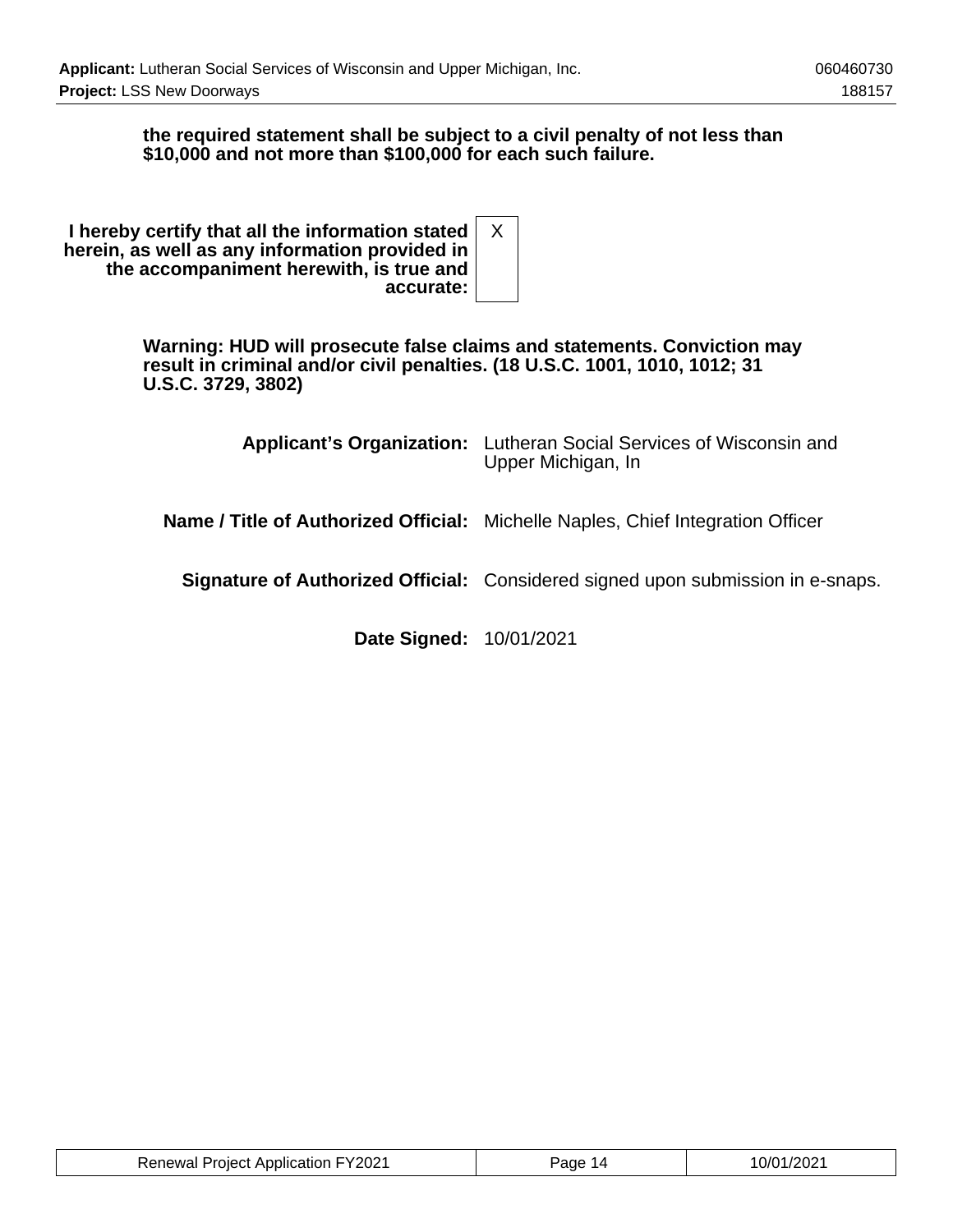**the required statement shall be subject to a civil penalty of not less than $10,000 and not more than $100,000 for each such failure.**

| | |
|---|---|
| **I hereby certify that all the information stated herein, as well as any information provided in the accompaniment herewith, is true and accurate:** | X |

**Warning: HUD will prosecute false claims and statements. Conviction may result in criminal and/or civil penalties. (18 U.S.C. 1001, 1010, 1012; 31 U.S.C. 3729, 3802)**

| | |
|---|---|
| **Applicant's Organization:** | Lutheran Social Services of Wisconsin and Upper Michigan, In |
| **Name / Title of Authorized Official:** | Michelle Naples, Chief Integration Officer |
| **Signature of Authorized Official:** | Considered signed upon submission in e-snaps. |
| **Date Signed:** | 10/01/2021 |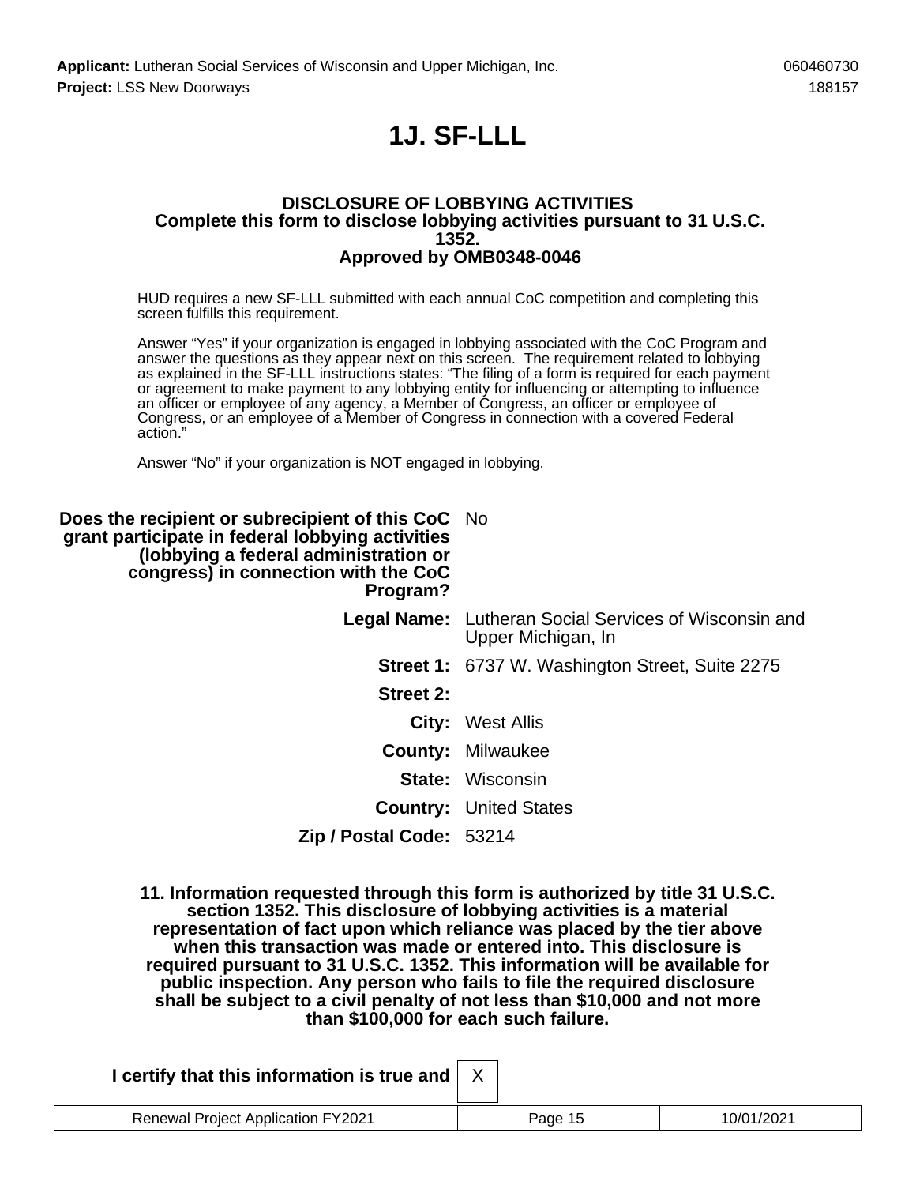# 1J. SF-LLL

**DISCLOSURE OF LOBBYING ACTIVITIES**
**Complete this form to disclose lobbying activities pursuant to 31 U.S.C. 1352.**
**Approved by OMB0348-0046**

HUD requires a new SF-LLL submitted with each annual CoC competition and completing this screen fulfills this requirement.

Answer "Yes" if your organization is engaged in lobbying associated with the CoC Program and answer the questions as they appear next on this screen. The requirement related to lobbying as explained in the SF-LLL instructions states: "The filing of a form is required for each payment or agreement to make payment to any lobbying entity for influencing or attempting to influence an officer or employee of any agency, a Member of Congress, an officer or employee of Congress, or an employee of a Member of Congress in connection with a covered Federal action."

Answer "No" if your organization is NOT engaged in lobbying.

| | |
|---|---|
| **Does the recipient or subrecipient of this CoC grant participate in federal lobbying activities (lobbying a federal administration or congress) in connection with the CoC Program?** | No |
| **Legal Name:** | Lutheran Social Services of Wisconsin and Upper Michigan, In |
| **Street 1:** | 6737 W. Washington Street, Suite 2275 |
| **Street 2:** | |
| **City:** | West Allis |
| **County:** | Milwaukee |
| **State:** | Wisconsin |
| **Country:** | United States |
| **Zip / Postal Code:** | 53214 |

**11. Information requested through this form is authorized by title 31 U.S.C. section 1352. This disclosure of lobbying activities is a material representation of fact upon which reliance was placed by the tier above when this transaction was made or entered into. This disclosure is required pursuant to 31 U.S.C. 1352. This information will be available for public inspection. Any person who fails to file the required disclosure shall be subject to a civil penalty of not less than $10,000 and not more than $100,000 for each such failure.**

**I certify that this information is true and** X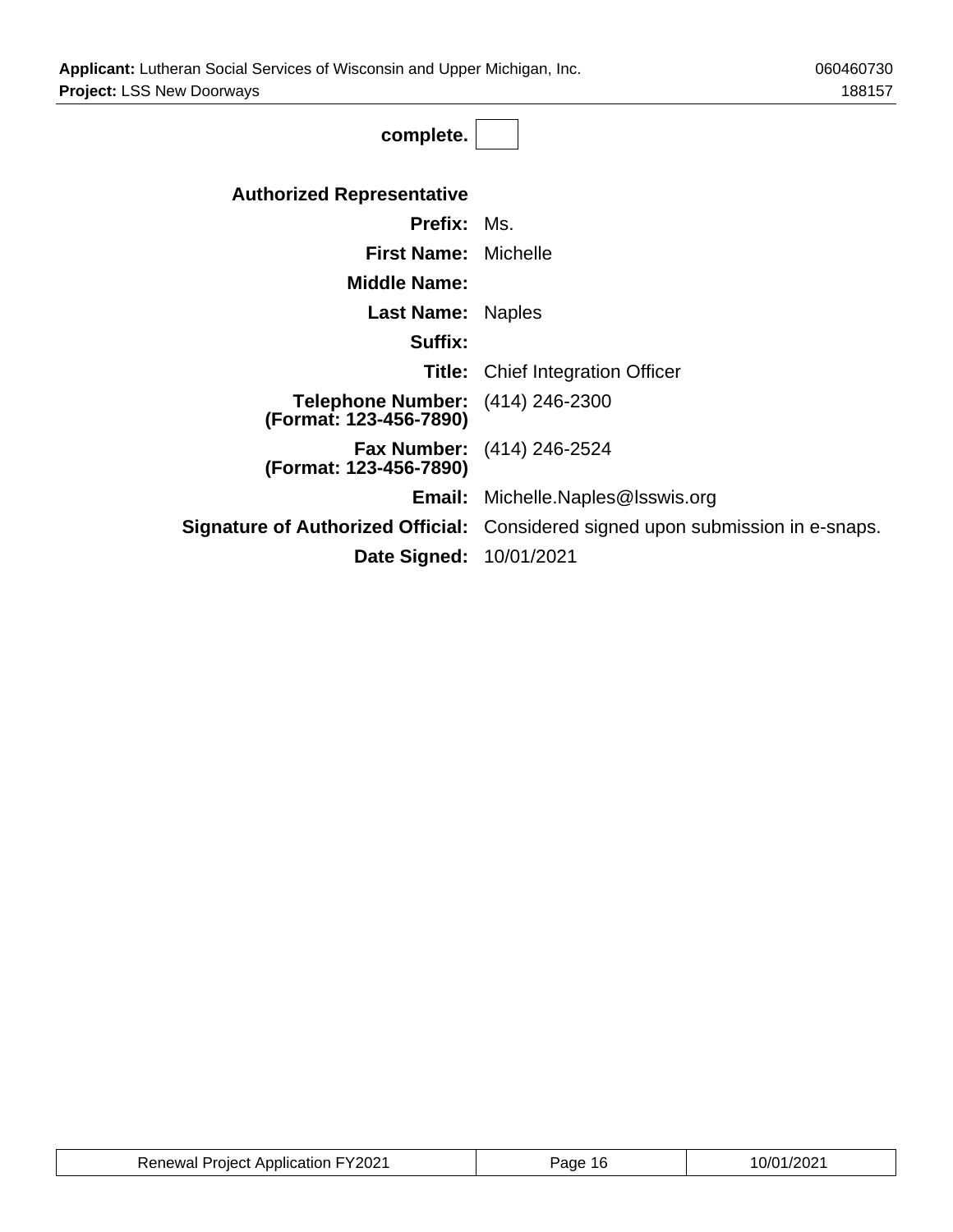complete. [ ]

**Authorized Representative**

| | |
|---|---|
| **Prefix:** | Ms. |
| **First Name:** | Michelle |
| **Middle Name:** | |
| **Last Name:** | Naples |
| **Suffix:** | |
| **Title:** | Chief Integration Officer |
| **Telephone Number: (Format: 123-456-7890)** | (414) 246-2300 |
| **Fax Number: (Format: 123-456-7890)** | (414) 246-2524 |
| **Email:** | Michelle.Naples@lsswis.org |
| **Signature of Authorized Official:** | Considered signed upon submission in e-snaps. |
| **Date Signed:** | 10/01/2021 |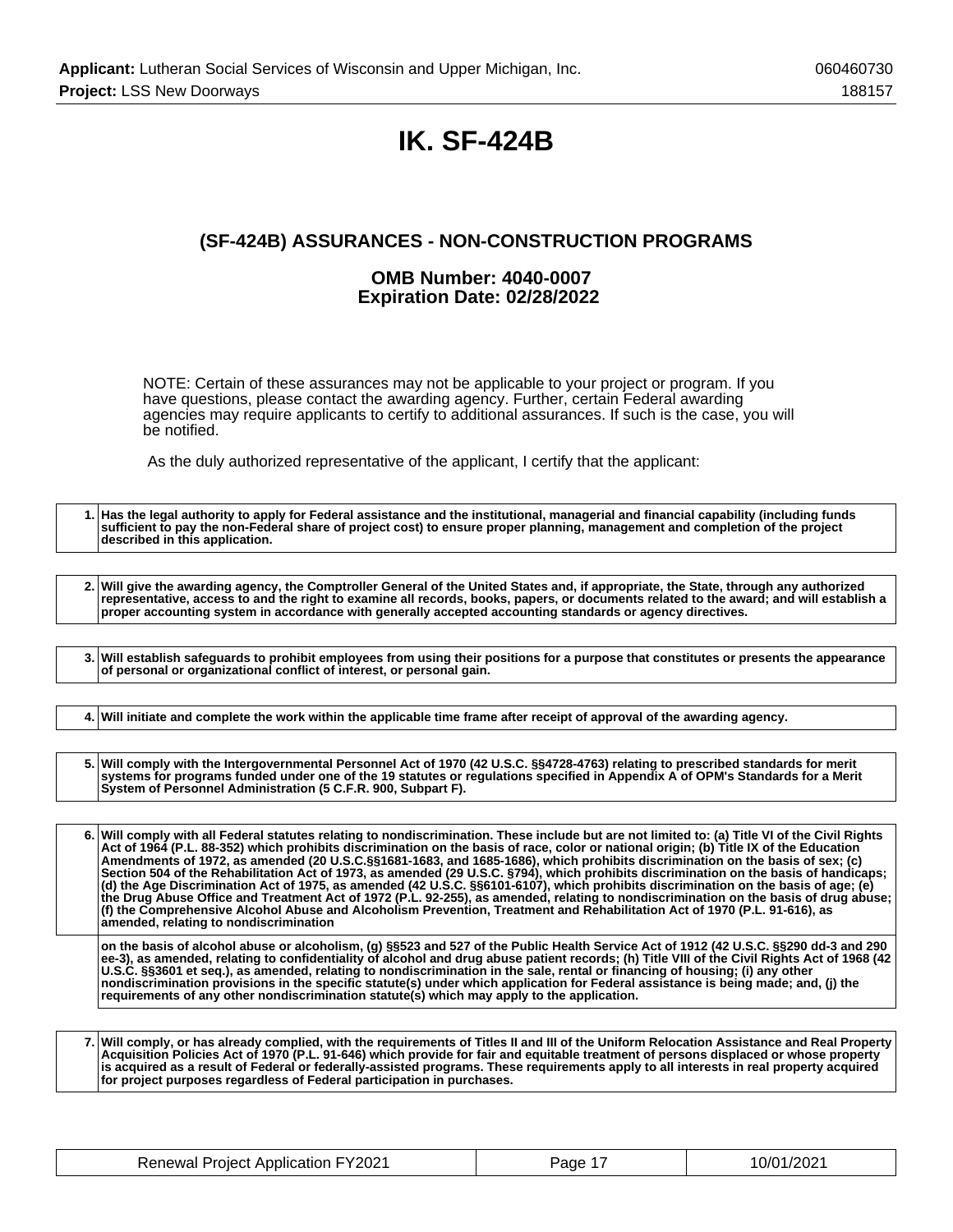# IK. SF-424B

## (SF-424B) ASSURANCES - NON-CONSTRUCTION PROGRAMS

### OMB Number: 4040-0007
### Expiration Date: 02/28/2022

NOTE: Certain of these assurances may not be applicable to your project or program. If you have questions, please contact the awarding agency. Further, certain Federal awarding agencies may require applicants to certify to additional assurances. If such is the case, you will be notified.

As the duly authorized representative of the applicant, I certify that the applicant:

| | |
|---|---|
| 1. | **Has the legal authority to apply for Federal assistance and the institutional, managerial and financial capability (including funds sufficient to pay the non-Federal share of project cost) to ensure proper planning, management and completion of the project described in this application.** |

| | |
|---|---|
| 2. | **Will give the awarding agency, the Comptroller General of the United States and, if appropriate, the State, through any authorized representative, access to and the right to examine all records, books, papers, or documents related to the award; and will establish a proper accounting system in accordance with generally accepted accounting standards or agency directives.** |

| | |
|---|---|
| 3. | **Will establish safeguards to prohibit employees from using their positions for a purpose that constitutes or presents the appearance of personal or organizational conflict of interest, or personal gain.** |

| | |
|---|---|
| 4. | **Will initiate and complete the work within the applicable time frame after receipt of approval of the awarding agency.** |

| | |
|---|---|
| 5. | **Will comply with the Intergovernmental Personnel Act of 1970 (42 U.S.C. §§4728-4763) relating to prescribed standards for merit systems for programs funded under one of the 19 statutes or regulations specified in Appendix A of OPM's Standards for a Merit System of Personnel Administration (5 C.F.R. 900, Subpart F).** |

| | |
|---|---|
| 6. | **Will comply with all Federal statutes relating to nondiscrimination. These include but are not limited to: (a) Title VI of the Civil Rights Act of 1964 (P.L. 88-352) which prohibits discrimination on the basis of race, color or national origin; (b) Title IX of the Education Amendments of 1972, as amended (20 U.S.C.§§1681-1683, and 1685-1686), which prohibits discrimination on the basis of sex; (c) Section 504 of the Rehabilitation Act of 1973, as amended (29 U.S.C. §794), which prohibits discrimination on the basis of handicaps; (d) the Age Discrimination Act of 1975, as amended (42 U.S.C. §§6101-6107), which prohibits discrimination on the basis of age; (e) the Drug Abuse Office and Treatment Act of 1972 (P.L. 92-255), as amended, relating to nondiscrimination on the basis of drug abuse; (f) the Comprehensive Alcohol Abuse and Alcoholism Prevention, Treatment and Rehabilitation Act of 1970 (P.L. 91-616), as amended, relating to nondiscrimination** |
| | **on the basis of alcohol abuse or alcoholism, (g) §§523 and 527 of the Public Health Service Act of 1912 (42 U.S.C. §§290 dd-3 and 290 ee-3), as amended, relating to confidentiality of alcohol and drug abuse patient records; (h) Title VIII of the Civil Rights Act of 1968 (42 U.S.C. §§3601 et seq.), as amended, relating to nondiscrimination in the sale, rental or financing of housing; (i) any other nondiscrimination provisions in the specific statute(s) under which application for Federal assistance is being made; and, (j) the requirements of any other nondiscrimination statute(s) which may apply to the application.** |

| | |
|---|---|
| 7. | **Will comply, or has already complied, with the requirements of Titles II and III of the Uniform Relocation Assistance and Real Property Acquisition Policies Act of 1970 (P.L. 91-646) which provide for fair and equitable treatment of persons displaced or whose property is acquired as a result of Federal or federally-assisted programs. These requirements apply to all interests in real property acquired for project purposes regardless of Federal participation in purchases.** |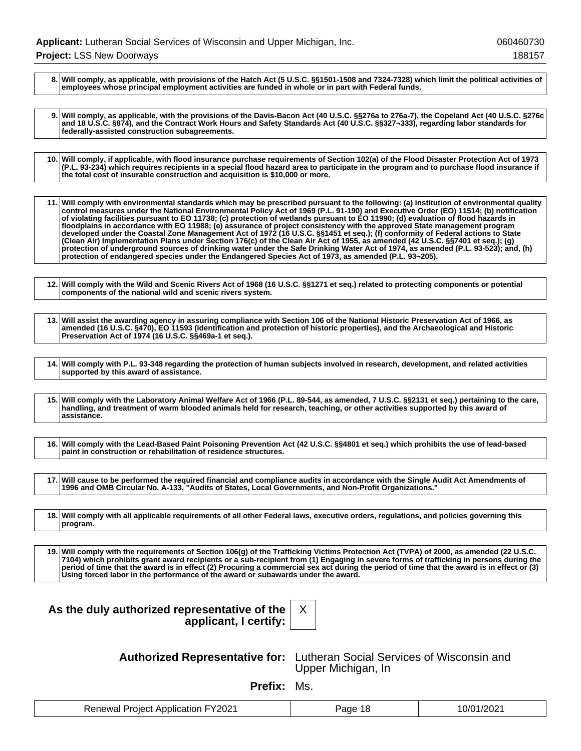| | |
|---|---|
| 8. | **Will comply, as applicable, with provisions of the Hatch Act (5 U.S.C. §§1501-1508 and 7324-7328) which limit the political activities of employees whose principal employment activities are funded in whole or in part with Federal funds.** |

| | |
|---|---|
| 9. | **Will comply, as applicable, with the provisions of the Davis-Bacon Act (40 U.S.C. §§276a to 276a-7), the Copeland Act (40 U.S.C. §276c and 18 U.S.C. §874), and the Contract Work Hours and Safety Standards Act (40 U.S.C. §§327¬333), regarding labor standards for federally-assisted construction subagreements.** |

| | |
|---|---|
| 10. | **Will comply, if applicable, with flood insurance purchase requirements of Section 102(a) of the Flood Disaster Protection Act of 1973 (P.L. 93-234) which requires recipients in a special flood hazard area to participate in the program and to purchase flood insurance if the total cost of insurable construction and acquisition is $10,000 or more.** |

| | |
|---|---|
| 11. | **Will comply with environmental standards which may be prescribed pursuant to the following: (a) institution of environmental quality control measures under the National Environmental Policy Act of 1969 (P.L. 91-190) and Executive Order (EO) 11514; (b) notification of violating facilities pursuant to EO 11738; (c) protection of wetlands pursuant to EO 11990; (d) evaluation of flood hazards in floodplains in accordance with EO 11988; (e) assurance of project consistency with the approved State management program developed under the Coastal Zone Management Act of 1972 (16 U.S.C. §§1451 et seq.); (f) conformity of Federal actions to State (Clean Air) Implementation Plans under Section 176(c) of the Clean Air Act of 1955, as amended (42 U.S.C. §§7401 et seq.); (g) protection of underground sources of drinking water under the Safe Drinking Water Act of 1974, as amended (P.L. 93-523); and, (h) protection of endangered species under the Endangered Species Act of 1973, as amended (P.L. 93¬205).** |

| | |
|---|---|
| 12. | **Will comply with the Wild and Scenic Rivers Act of 1968 (16 U.S.C. §§1271 et seq.) related to protecting components or potential components of the national wild and scenic rivers system.** |

| | |
|---|---|
| 13. | **Will assist the awarding agency in assuring compliance with Section 106 of the National Historic Preservation Act of 1966, as amended (16 U.S.C. §470), EO 11593 (identification and protection of historic properties), and the Archaeological and Historic Preservation Act of 1974 (16 U.S.C. §§469a-1 et seq.).** |

| | |
|---|---|
| 14. | **Will comply with P.L. 93-348 regarding the protection of human subjects involved in research, development, and related activities supported by this award of assistance.** |

| | |
|---|---|
| 15. | **Will comply with the Laboratory Animal Welfare Act of 1966 (P.L. 89-544, as amended, 7 U.S.C. §§2131 et seq.) pertaining to the care, handling, and treatment of warm blooded animals held for research, teaching, or other activities supported by this award of assistance.** |

| | |
|---|---|
| 16. | **Will comply with the Lead-Based Paint Poisoning Prevention Act (42 U.S.C. §§4801 et seq.) which prohibits the use of lead-based paint in construction or rehabilitation of residence structures.** |

| | |
|---|---|
| 17. | **Will cause to be performed the required financial and compliance audits in accordance with the Single Audit Act Amendments of 1996 and OMB Circular No. A-133, "Audits of States, Local Governments, and Non-Profit Organizations."** |

| | |
|---|---|
| 18. | **Will comply with all applicable requirements of all other Federal laws, executive orders, regulations, and policies governing this program.** |

| | |
|---|---|
| 19. | **Will comply with the requirements of Section 106(g) of the Trafficking Victims Protection Act (TVPA) of 2000, as amended (22 U.S.C. 7104) which prohibits grant award recipients or a sub-recipient from (1) Engaging in severe forms of trafficking in persons during the period of time that the award is in effect (2) Procuring a commercial sex act during the period of time that the award is in effect or (3) Using forced labor in the performance of the award or subawards under the award.** |

**As the duly authorized representative of the applicant, I certify:** X

**Authorized Representative for:** Lutheran Social Services of Wisconsin and Upper Michigan, In

**Prefix:** Ms.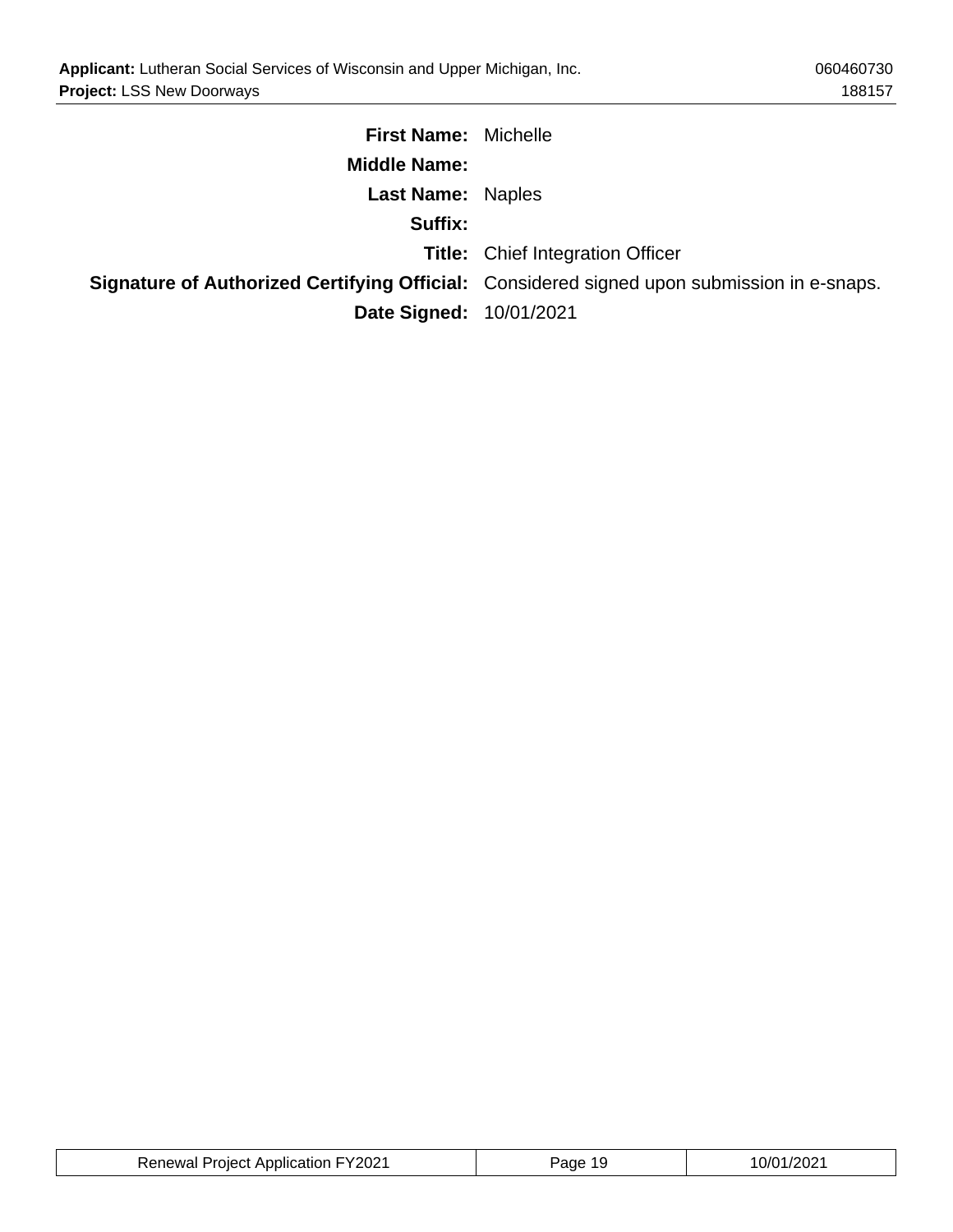| | |
|---|---|
| **First Name:** | Michelle |
| **Middle Name:** | |
| **Last Name:** | Naples |
| **Suffix:** | |
| **Title:** | Chief Integration Officer |
| **Signature of Authorized Certifying Official:** | Considered signed upon submission in e-snaps. |
| **Date Signed:** | 10/01/2021 |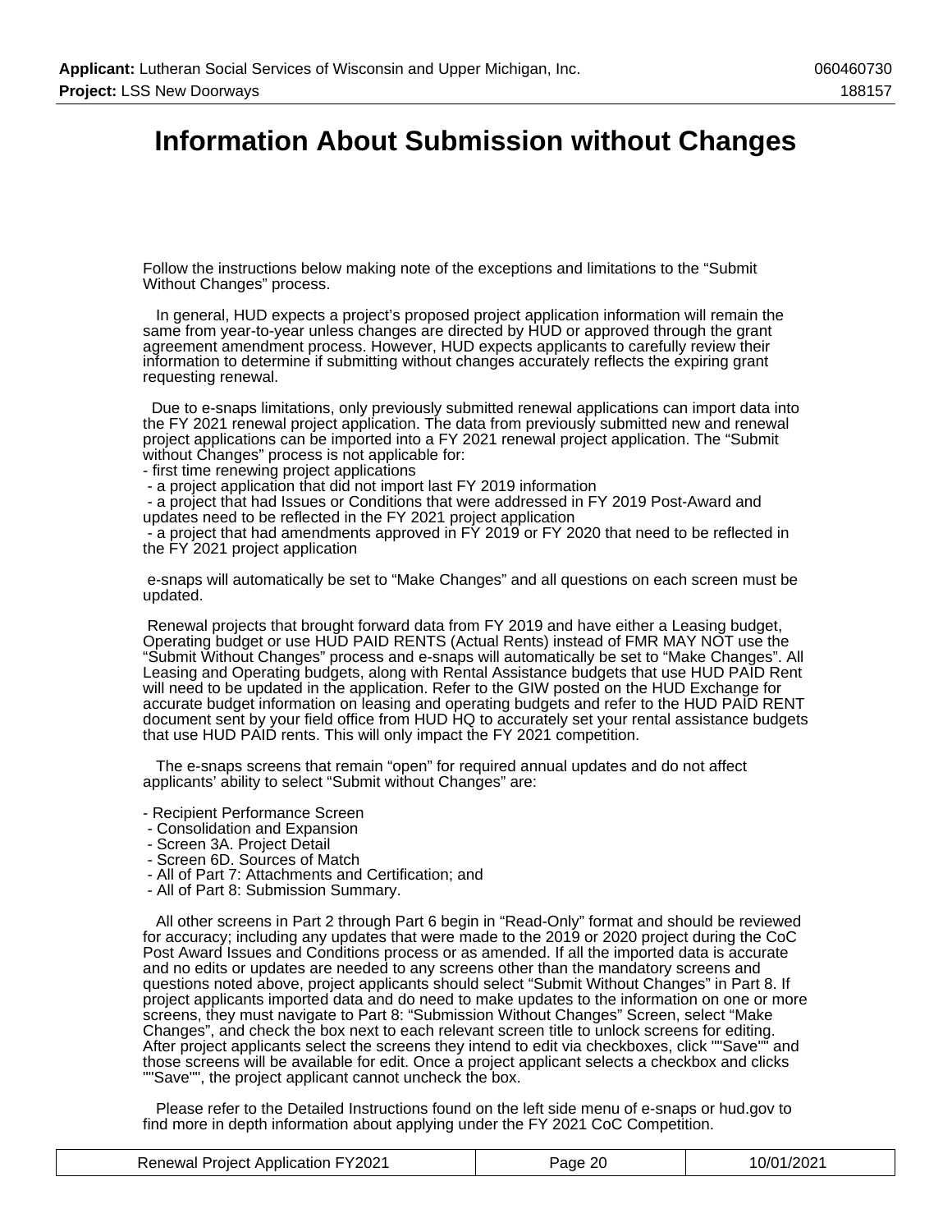# Information About Submission without Changes

Follow the instructions below making note of the exceptions and limitations to the "Submit Without Changes" process.

In general, HUD expects a project's proposed project application information will remain the same from year-to-year unless changes are directed by HUD or approved through the grant agreement amendment process. However, HUD expects applicants to carefully review their information to determine if submitting without changes accurately reflects the expiring grant requesting renewal.

Due to e-snaps limitations, only previously submitted renewal applications can import data into the FY 2021 renewal project application. The data from previously submitted new and renewal project applications can be imported into a FY 2021 renewal project application. The "Submit without Changes" process is not applicable for:

- first time renewing project applications
- a project application that did not import last FY 2019 information
- a project that had Issues or Conditions that were addressed in FY 2019 Post-Award and updates need to be reflected in the FY 2021 project application
- a project that had amendments approved in FY 2019 or FY 2020 that need to be reflected in the FY 2021 project application

e-snaps will automatically be set to "Make Changes" and all questions on each screen must be updated.

Renewal projects that brought forward data from FY 2019 and have either a Leasing budget, Operating budget or use HUD PAID RENTS (Actual Rents) instead of FMR MAY NOT use the "Submit Without Changes" process and e-snaps will automatically be set to "Make Changes". All Leasing and Operating budgets, along with Rental Assistance budgets that use HUD PAID Rent will need to be updated in the application. Refer to the GIW posted on the HUD Exchange for accurate budget information on leasing and operating budgets and refer to the HUD PAID RENT document sent by your field office from HUD HQ to accurately set your rental assistance budgets that use HUD PAID rents. This will only impact the FY 2021 competition.

The e-snaps screens that remain "open" for required annual updates and do not affect applicants' ability to select "Submit without Changes" are:

- Recipient Performance Screen
- Consolidation and Expansion
- Screen 3A. Project Detail
- Screen 6D. Sources of Match
- All of Part 7: Attachments and Certification; and
- All of Part 8: Submission Summary.

All other screens in Part 2 through Part 6 begin in "Read-Only" format and should be reviewed for accuracy; including any updates that were made to the 2019 or 2020 project during the CoC Post Award Issues and Conditions process or as amended. If all the imported data is accurate and no edits or updates are needed to any screens other than the mandatory screens and questions noted above, project applicants should select "Submit Without Changes" in Part 8. If project applicants imported data and do need to make updates to the information on one or more screens, they must navigate to Part 8: "Submission Without Changes" Screen, select "Make Changes", and check the box next to each relevant screen title to unlock screens for editing. After project applicants select the screens they intend to edit via checkboxes, click ""Save"" and those screens will be available for edit. Once a project applicant selects a checkbox and clicks ""Save"", the project applicant cannot uncheck the box.

Please refer to the Detailed Instructions found on the left side menu of e-snaps or hud.gov to find more in depth information about applying under the FY 2021 CoC Competition.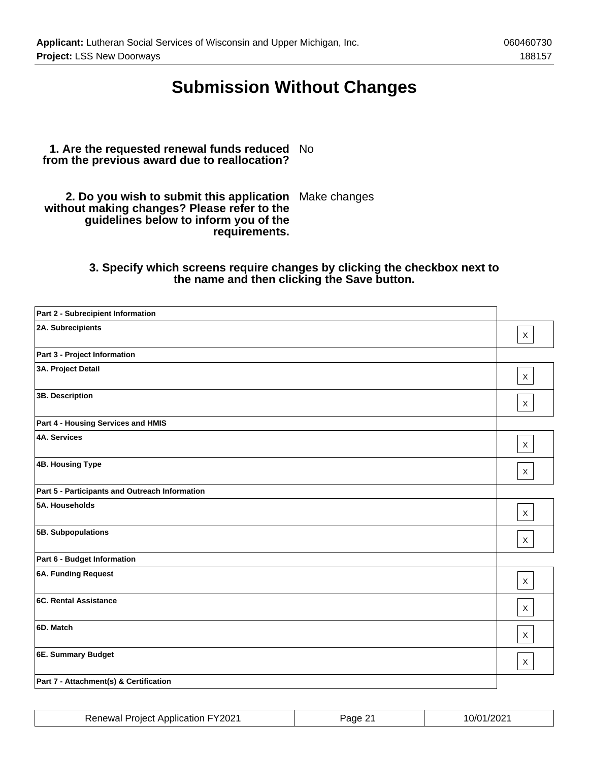# Submission Without Changes

**1. Are the requested renewal funds reduced from the previous award due to reallocation?** No

**2. Do you wish to submit this application without making changes? Please refer to the guidelines below to inform you of the requirements.** Make changes

**3. Specify which screens require changes by clicking the checkbox next to the name and then clicking the Save button.**

| Screen | |
|---|---|
| **Part 2 - Subrecipient Information** | |
| **2A. Subrecipients** | X |
| **Part 3 - Project Information** | |
| **3A. Project Detail** | X |
| **3B. Description** | X |
| **Part 4 - Housing Services and HMIS** | |
| **4A. Services** | X |
| **4B. Housing Type** | X |
| **Part 5 - Participants and Outreach Information** | |
| **5A. Households** | X |
| **5B. Subpopulations** | X |
| **Part 6 - Budget Information** | |
| **6A. Funding Request** | X |
| **6C. Rental Assistance** | X |
| **6D. Match** | X |
| **6E. Summary Budget** | X |
| **Part 7 - Attachment(s) & Certification** | |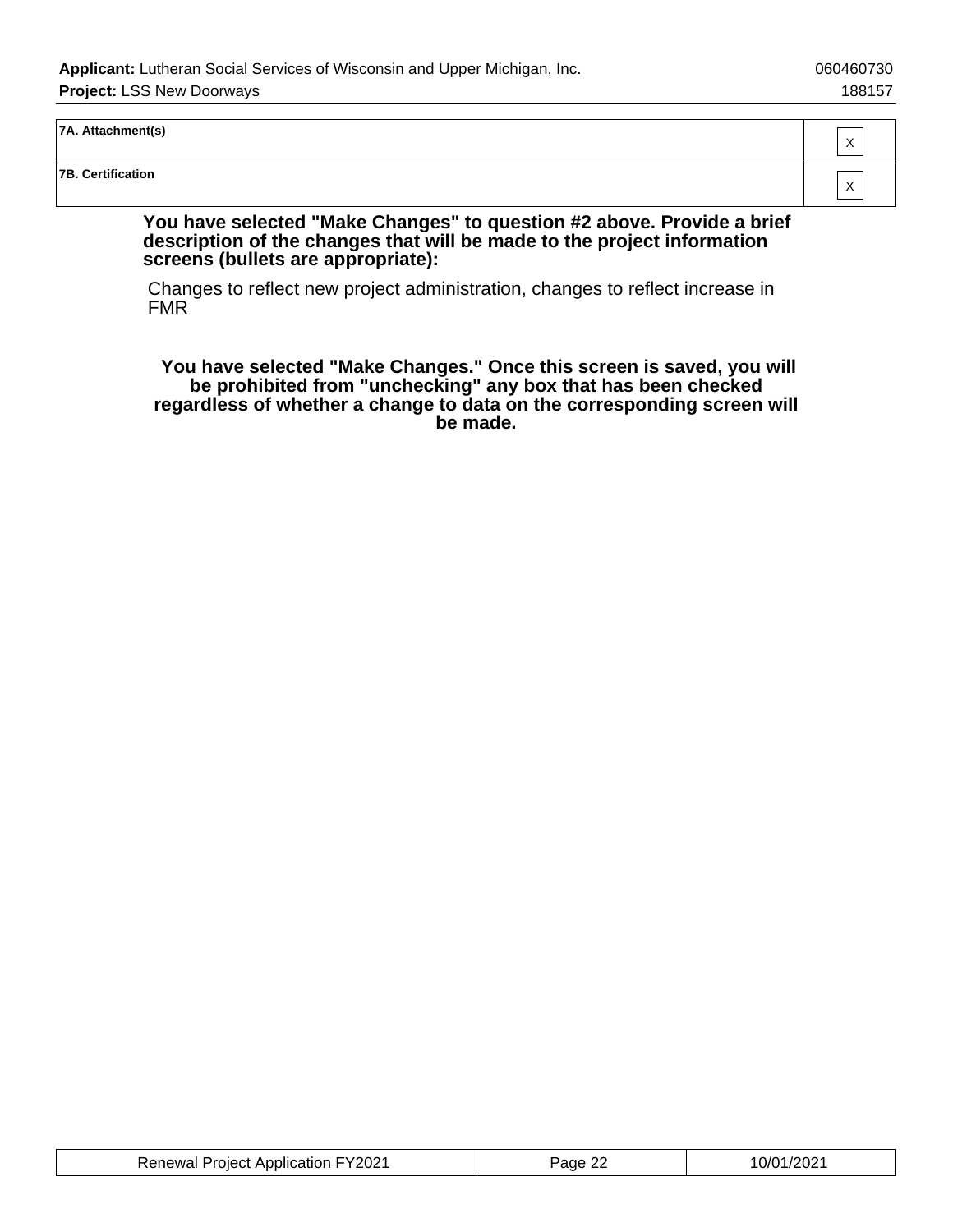| | |
|---|---|
| **7A. Attachment(s)** | X |
| **7B. Certification** | X |

**You have selected "Make Changes" to question #2 above. Provide a brief description of the changes that will be made to the project information screens (bullets are appropriate):**

Changes to reflect new project administration, changes to reflect increase in FMR

**You have selected "Make Changes." Once this screen is saved, you will be prohibited from "unchecking" any box that has been checked regardless of whether a change to data on the corresponding screen will be made.**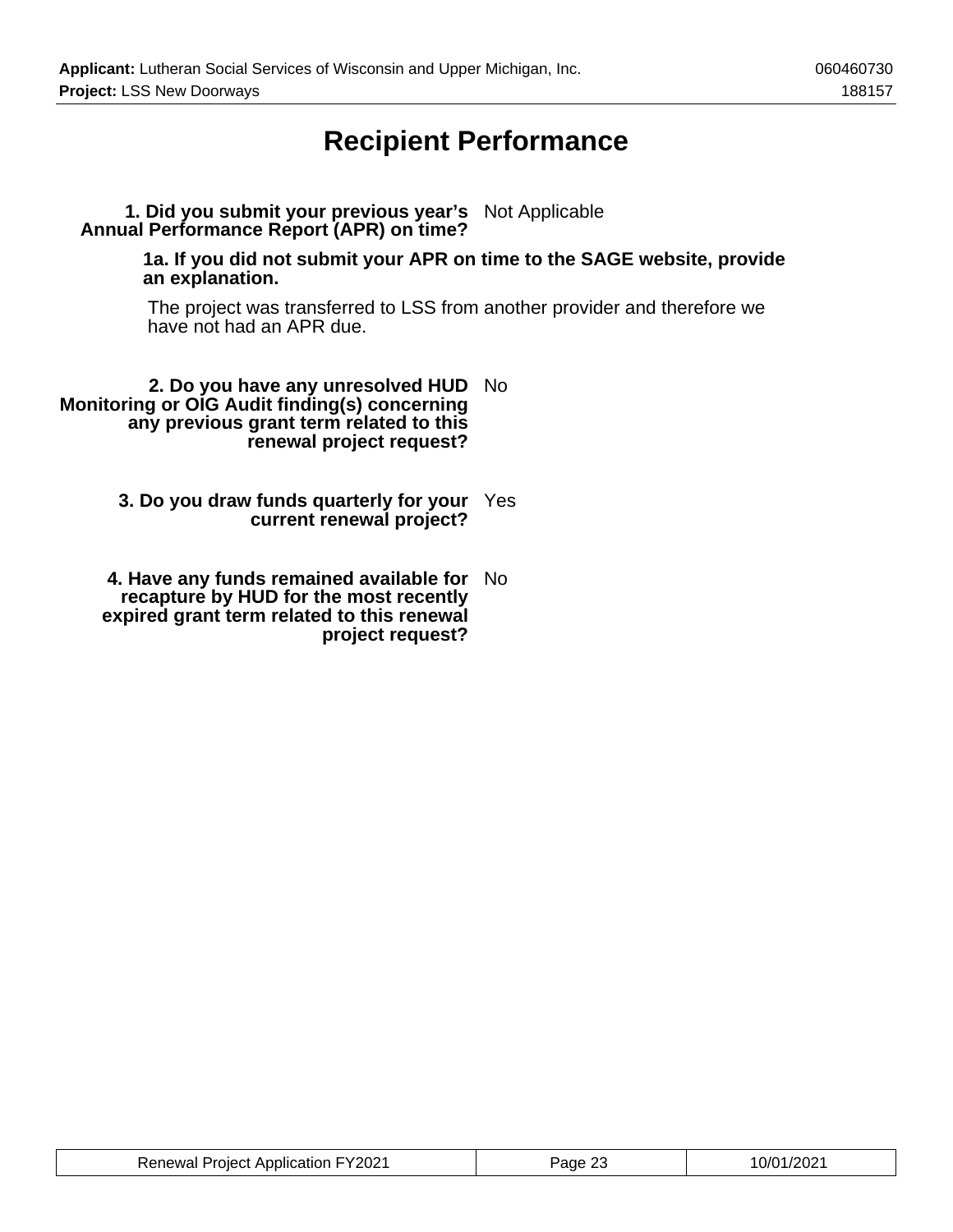# Recipient Performance

**1. Did you submit your previous year's Annual Performance Report (APR) on time?** Not Applicable

**1a. If you did not submit your APR on time to the SAGE website, provide an explanation.**

The project was transferred to LSS from another provider and therefore we have not had an APR due.

**2. Do you have any unresolved HUD Monitoring or OIG Audit finding(s) concerning any previous grant term related to this renewal project request?** No

**3. Do you draw funds quarterly for your current renewal project?** Yes

**4. Have any funds remained available for recapture by HUD for the most recently expired grant term related to this renewal project request?** No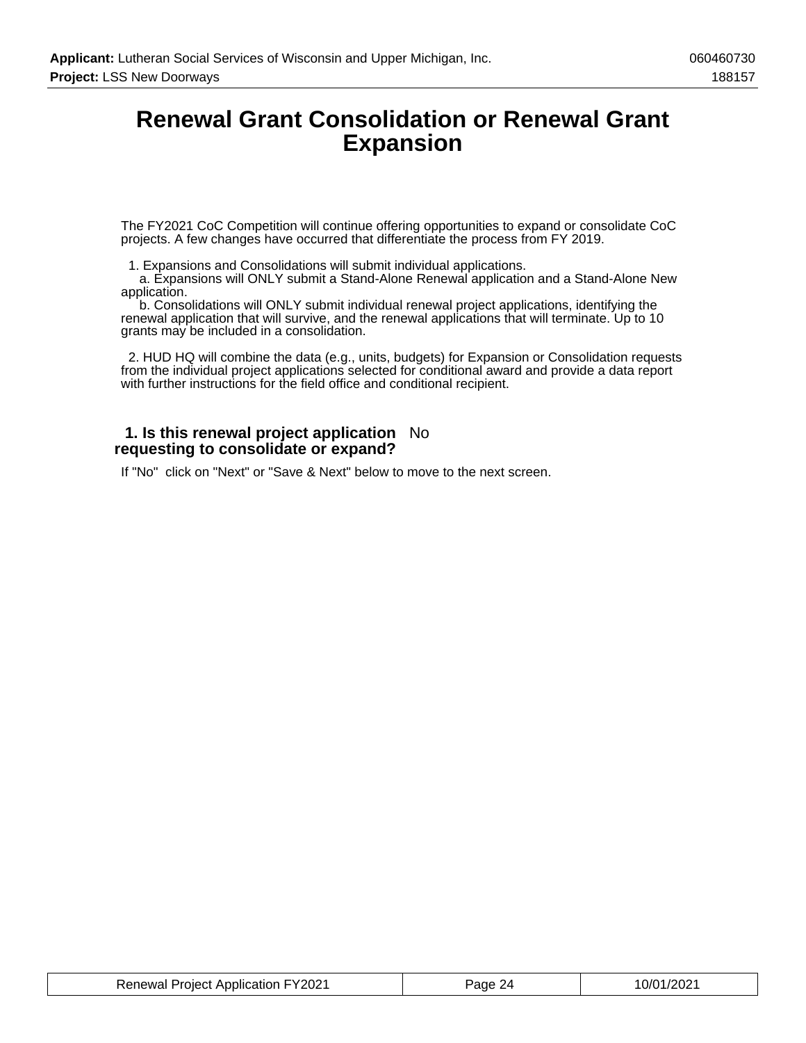# Renewal Grant Consolidation or Renewal Grant Expansion

The FY2021 CoC Competition will continue offering opportunities to expand or consolidate CoC projects. A few changes have occurred that differentiate the process from FY 2019.

1. Expansions and Consolidations will submit individual applications.
   a. Expansions will ONLY submit a Stand-Alone Renewal application and a Stand-Alone New application.
   b. Consolidations will ONLY submit individual renewal project applications, identifying the renewal application that will survive, and the renewal applications that will terminate. Up to 10 grants may be included in a consolidation.

2. HUD HQ will combine the data (e.g., units, budgets) for Expansion or Consolidation requests from the individual project applications selected for conditional award and provide a data report with further instructions for the field office and conditional recipient.

**1. Is this renewal project application requesting to consolidate or expand?** No

If "No" click on "Next" or "Save & Next" below to move to the next screen.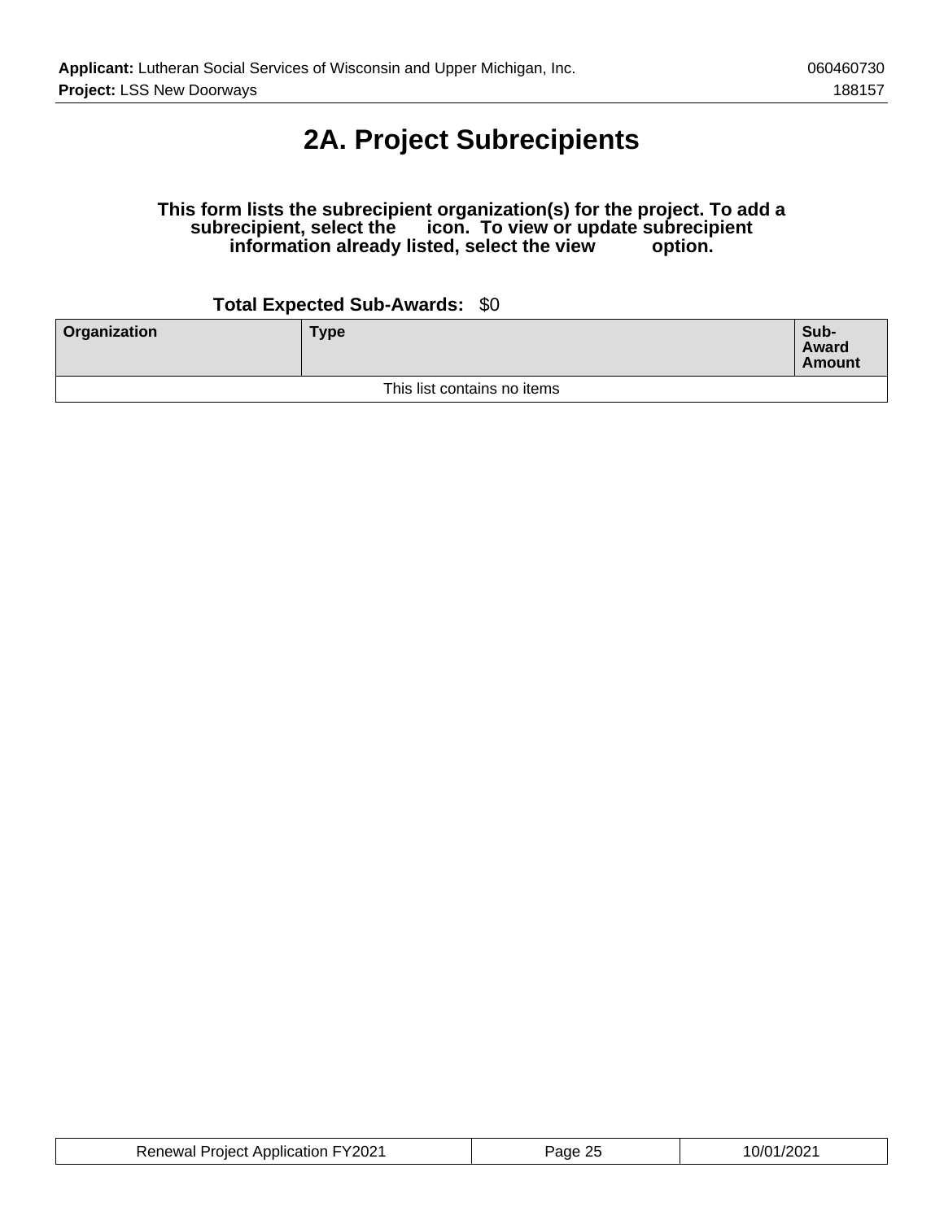# 2A. Project Subrecipients

**This form lists the subrecipient organization(s) for the project. To add a subrecipient, select the icon. To view or update subrecipient information already listed, select the view option.**

**Total Expected Sub-Awards:** $0

| Organization | Type | Sub-Award Amount |
|---|---|---|
| This list contains no items | | |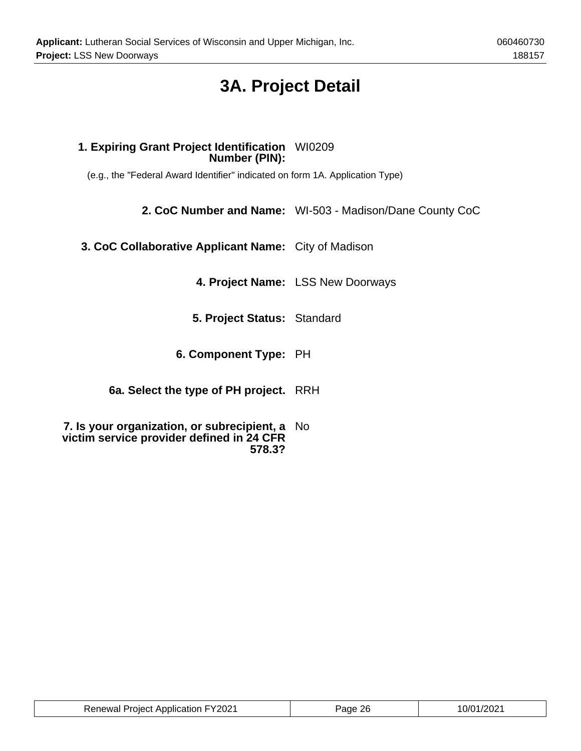# 3A. Project Detail

**1. Expiring Grant Project Identification Number (PIN):** WI0209

(e.g., the "Federal Award Identifier" indicated on form 1A. Application Type)

**2. CoC Number and Name:** WI-503 - Madison/Dane County CoC

**3. CoC Collaborative Applicant Name:** City of Madison

**4. Project Name:** LSS New Doorways

**5. Project Status:** Standard

**6. Component Type:** PH

**6a. Select the type of PH project.** RRH

**7. Is your organization, or subrecipient, a victim service provider defined in 24 CFR 578.3?** No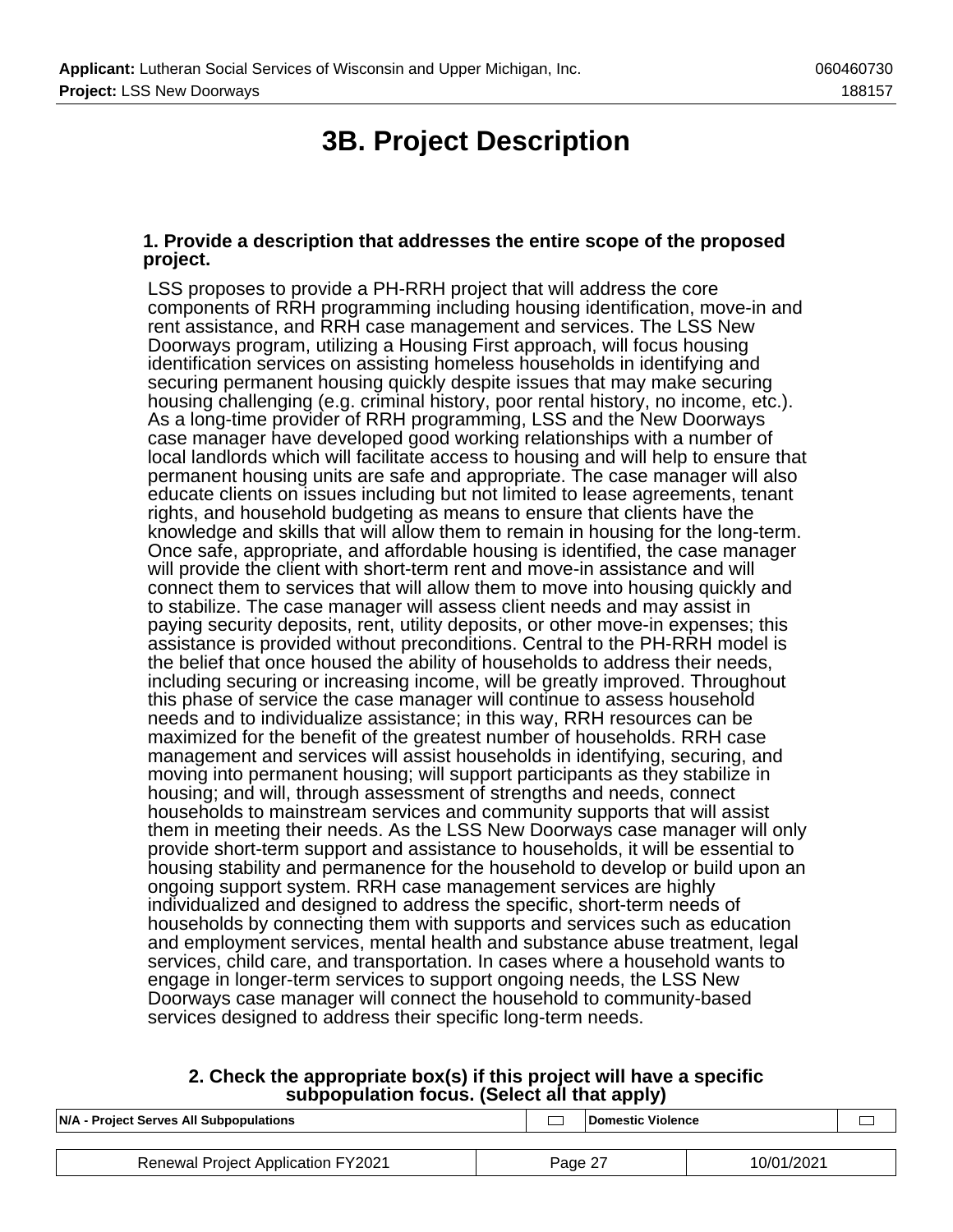# 3B. Project Description

**1. Provide a description that addresses the entire scope of the proposed project.**

LSS proposes to provide a PH-RRH project that will address the core components of RRH programming including housing identification, move-in and rent assistance, and RRH case management and services. The LSS New Doorways program, utilizing a Housing First approach, will focus housing identification services on assisting homeless households in identifying and securing permanent housing quickly despite issues that may make securing housing challenging (e.g. criminal history, poor rental history, no income, etc.). As a long-time provider of RRH programming, LSS and the New Doorways case manager have developed good working relationships with a number of local landlords which will facilitate access to housing and will help to ensure that permanent housing units are safe and appropriate. The case manager will also educate clients on issues including but not limited to lease agreements, tenant rights, and household budgeting as means to ensure that clients have the knowledge and skills that will allow them to remain in housing for the long-term. Once safe, appropriate, and affordable housing is identified, the case manager will provide the client with short-term rent and move-in assistance and will connect them to services that will allow them to move into housing quickly and to stabilize. The case manager will assess client needs and may assist in paying security deposits, rent, utility deposits, or other move-in expenses; this assistance is provided without preconditions. Central to the PH-RRH model is the belief that once housed the ability of households to address their needs, including securing or increasing income, will be greatly improved. Throughout this phase of service the case manager will continue to assess household needs and to individualize assistance; in this way, RRH resources can be maximized for the benefit of the greatest number of households. RRH case management and services will assist households in identifying, securing, and moving into permanent housing; will support participants as they stabilize in housing; and will, through assessment of strengths and needs, connect households to mainstream services and community supports that will assist them in meeting their needs. As the LSS New Doorways case manager will only provide short-term support and assistance to households, it will be essential to housing stability and permanence for the household to develop or build upon an ongoing support system. RRH case management services are highly individualized and designed to address the specific, short-term needs of households by connecting them with supports and services such as education and employment services, mental health and substance abuse treatment, legal services, child care, and transportation. In cases where a household wants to engage in longer-term services to support ongoing needs, the LSS New Doorways case manager will connect the household to community-based services designed to address their specific long-term needs.

**2. Check the appropriate box(s) if this project will have a specific subpopulation focus. (Select all that apply)**

| N/A - Project Serves All Subpopulations | ☐ | Domestic Violence | ☐ |
|---|---|---|---|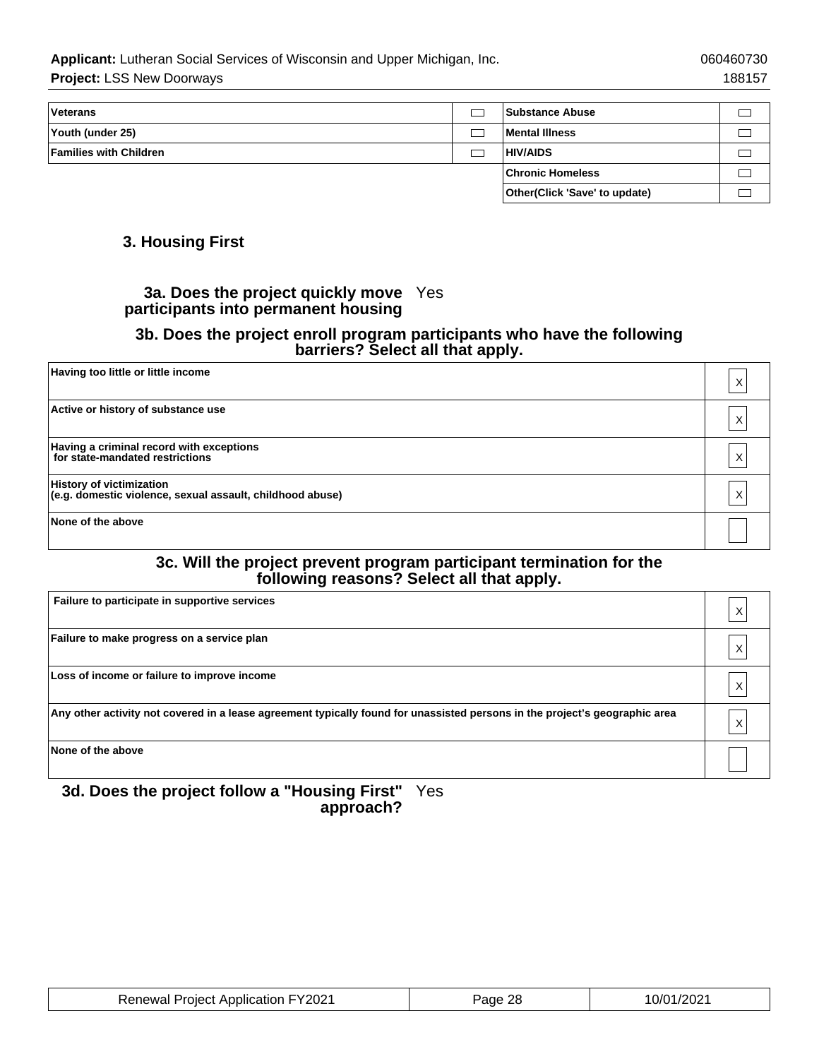| Veterans | ☐ | Substance Abuse | ☐ |
|---|---|---|---|
| Youth (under 25) | ☐ | Mental Illness | ☐ |
| Families with Children | ☐ | HIV/AIDS | ☐ |
| | | Chronic Homeless | ☐ |
| | | Other(Click 'Save' to update) | ☐ |

## 3. Housing First

**3a. Does the project quickly move participants into permanent housing** Yes

**3b. Does the project enroll program participants who have the following barriers? Select all that apply.**

| | |
|---|---|
| Having too little or little income | X |
| Active or history of substance use | X |
| Having a criminal record with exceptions for state-mandated restrictions | X |
| History of victimization (e.g. domestic violence, sexual assault, childhood abuse) | X |
| None of the above | |

**3c. Will the project prevent program participant termination for the following reasons? Select all that apply.**

| | |
|---|---|
| Failure to participate in supportive services | X |
| Failure to make progress on a service plan | X |
| Loss of income or failure to improve income | X |
| Any other activity not covered in a lease agreement typically found for unassisted persons in the project's geographic area | X |
| None of the above | |

**3d. Does the project follow a "Housing First" approach?** Yes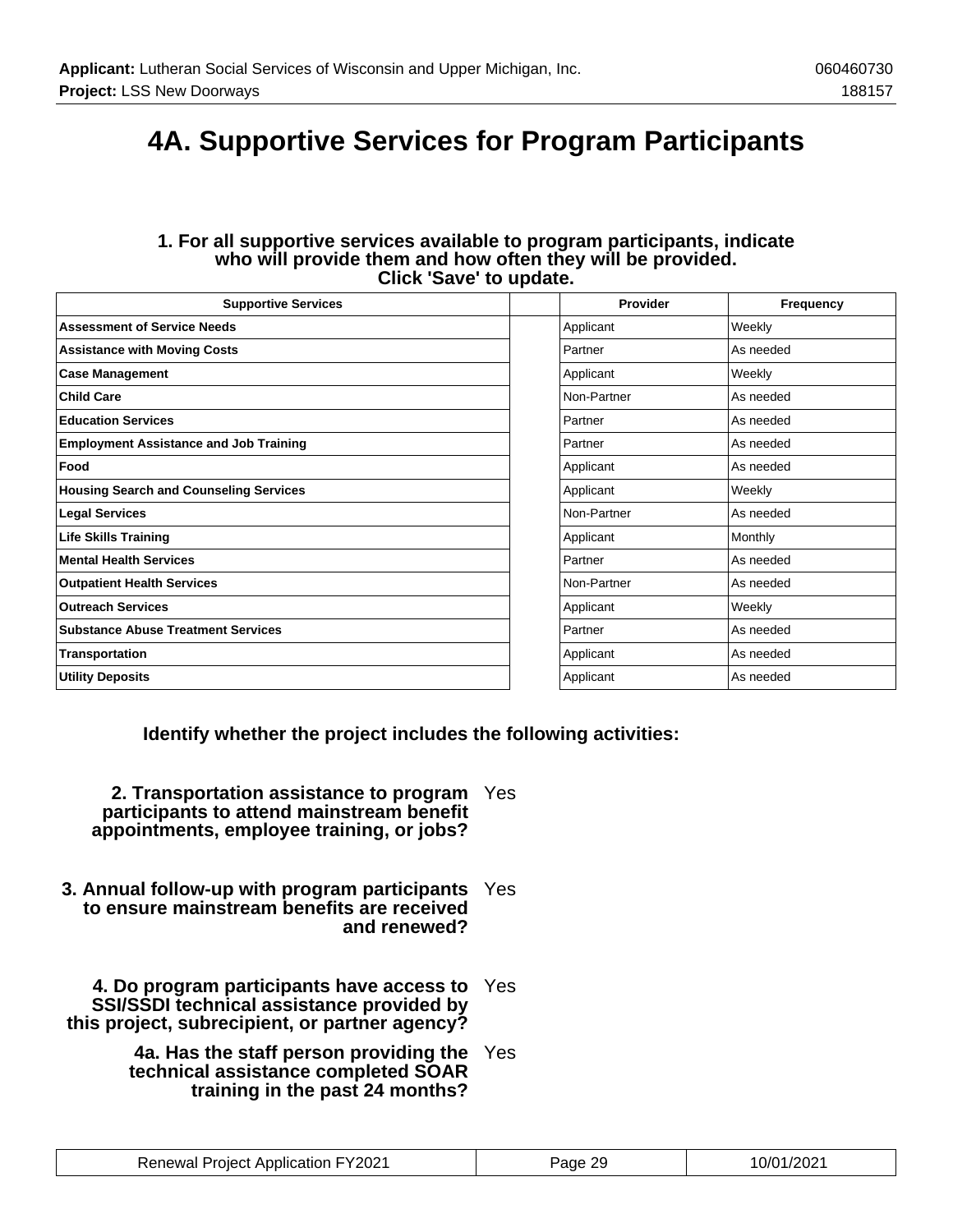# 4A. Supportive Services for Program Participants

**1. For all supportive services available to program participants, indicate who will provide them and how often they will be provided. Click 'Save' to update.**

| Supportive Services | | Provider | Frequency |
|---|---|---|---|
| **Assessment of Service Needs** | | Applicant | Weekly |
| **Assistance with Moving Costs** | | Partner | As needed |
| **Case Management** | | Applicant | Weekly |
| **Child Care** | | Non-Partner | As needed |
| **Education Services** | | Partner | As needed |
| **Employment Assistance and Job Training** | | Partner | As needed |
| **Food** | | Applicant | As needed |
| **Housing Search and Counseling Services** | | Applicant | Weekly |
| **Legal Services** | | Non-Partner | As needed |
| **Life Skills Training** | | Applicant | Monthly |
| **Mental Health Services** | | Partner | As needed |
| **Outpatient Health Services** | | Non-Partner | As needed |
| **Outreach Services** | | Applicant | Weekly |
| **Substance Abuse Treatment Services** | | Partner | As needed |
| **Transportation** | | Applicant | As needed |
| **Utility Deposits** | | Applicant | As needed |

**Identify whether the project includes the following activities:**

**2. Transportation assistance to program participants to attend mainstream benefit appointments, employee training, or jobs?** Yes

**3. Annual follow-up with program participants to ensure mainstream benefits are received and renewed?** Yes

**4. Do program participants have access to SSI/SSDI technical assistance provided by this project, subrecipient, or partner agency?** Yes

**4a. Has the staff person providing the technical assistance completed SOAR training in the past 24 months?** Yes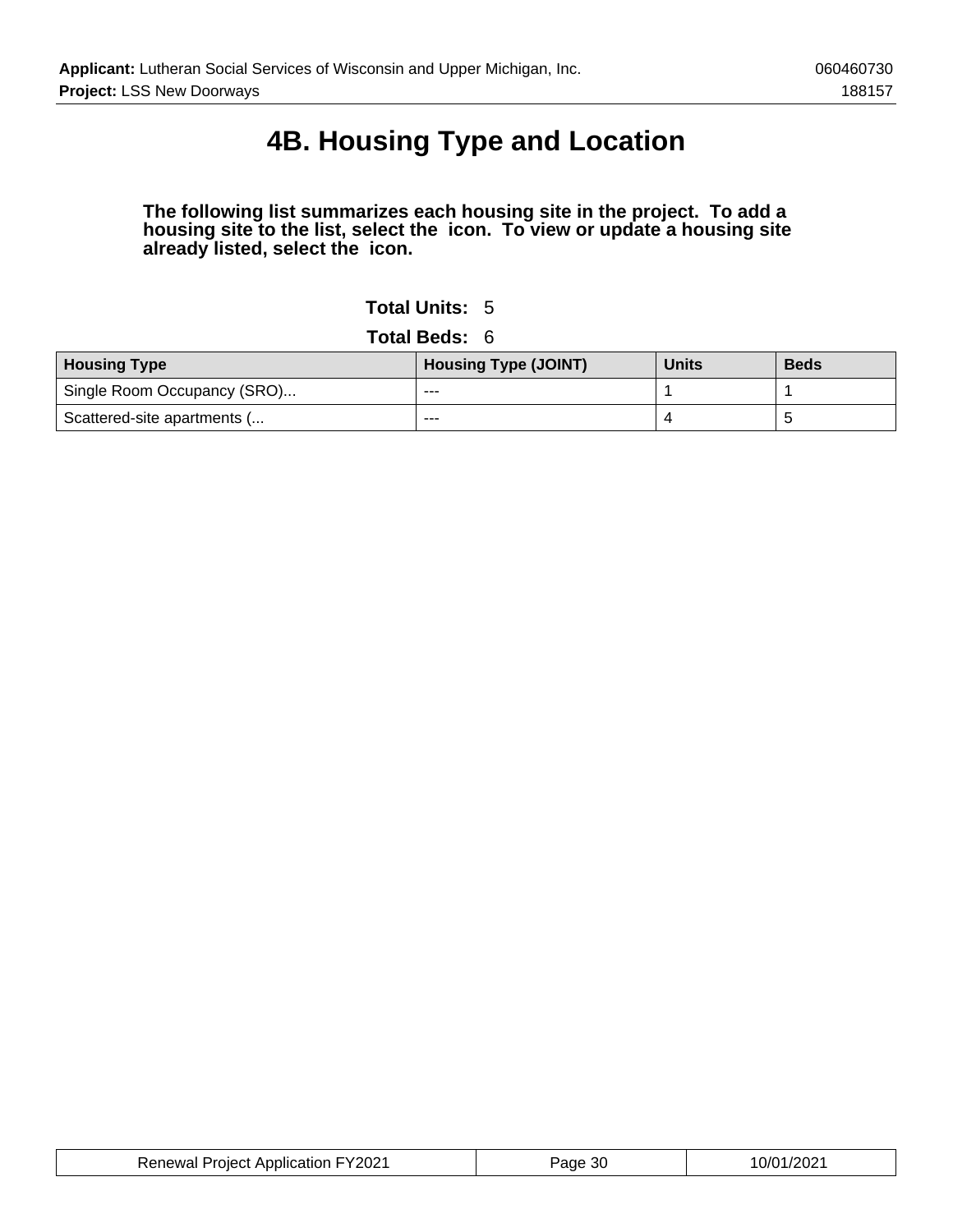# 4B. Housing Type and Location

**The following list summarizes each housing site in the project. To add a housing site to the list, select the icon. To view or update a housing site already listed, select the icon.**

**Total Units:** 5

**Total Beds:** 6

| Housing Type | Housing Type (JOINT) | Units | Beds |
|---|---|---|---|
| Single Room Occupancy (SRO)... | --- | 1 | 1 |
| Scattered-site apartments (... | --- | 4 | 5 |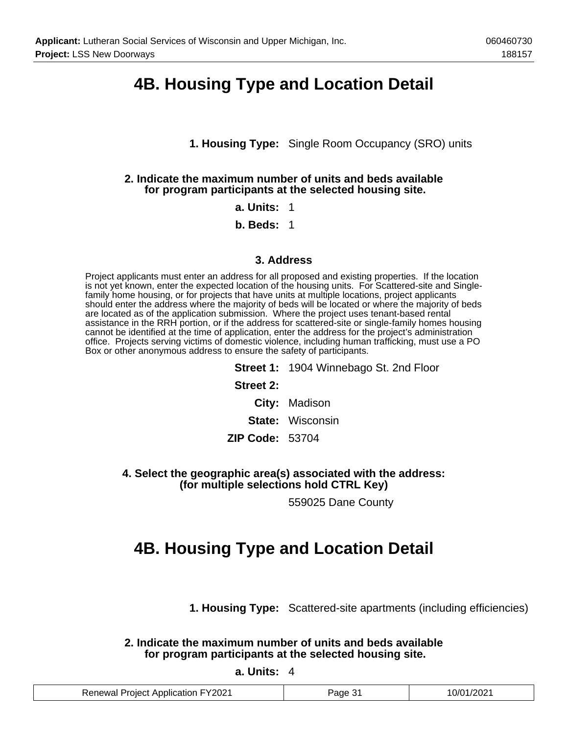# 4B. Housing Type and Location Detail

**1. Housing Type:** Single Room Occupancy (SRO) units

**2. Indicate the maximum number of units and beds available for program participants at the selected housing site.**

**a. Units:** 1

**b. Beds:** 1

### 3. Address

Project applicants must enter an address for all proposed and existing properties. If the location is not yet known, enter the expected location of the housing units. For Scattered-site and Single-family home housing, or for projects that have units at multiple locations, project applicants should enter the address where the majority of beds will be located or where the majority of beds are located as of the application submission. Where the project uses tenant-based rental assistance in the RRH portion, or if the address for scattered-site or single-family homes housing cannot be identified at the time of application, enter the address for the project's administration office. Projects serving victims of domestic violence, including human trafficking, must use a PO Box or other anonymous address to ensure the safety of participants.

**Street 1:** 1904 Winnebago St. 2nd Floor

**Street 2:**

**City:** Madison

**State:** Wisconsin

**ZIP Code:** 53704

**4. Select the geographic area(s) associated with the address: (for multiple selections hold CTRL Key)**

559025 Dane County

# 4B. Housing Type and Location Detail

**1. Housing Type:** Scattered-site apartments (including efficiencies)

**2. Indicate the maximum number of units and beds available for program participants at the selected housing site.**

**a. Units:** 4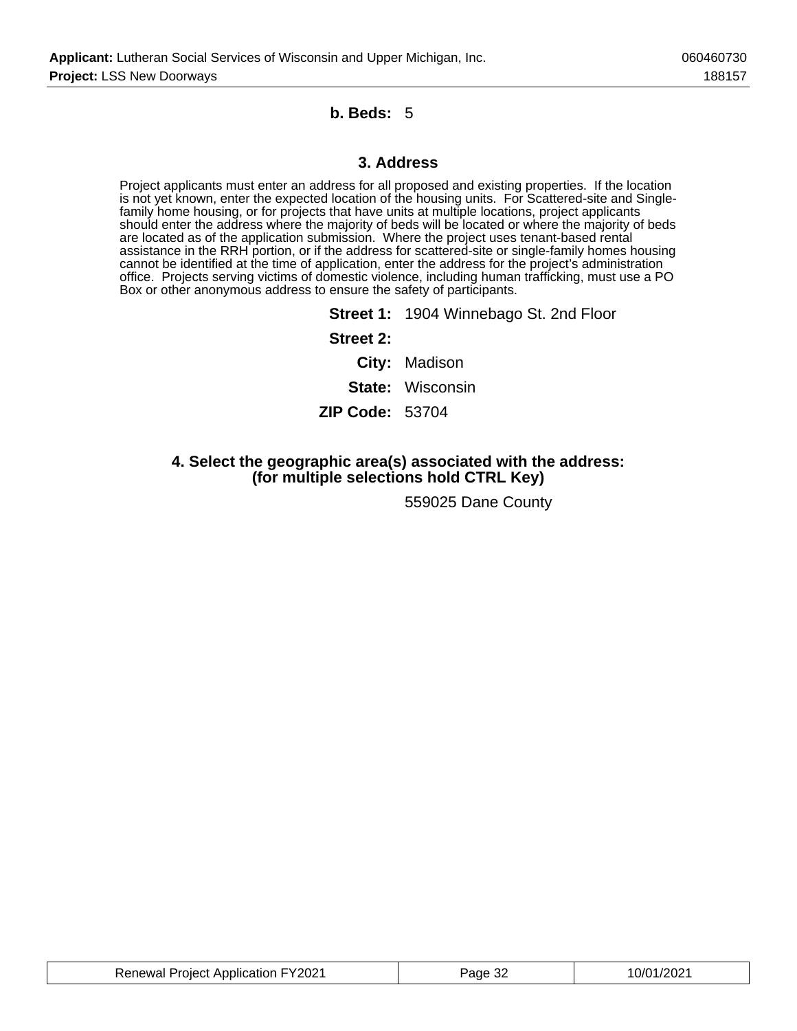**b. Beds:** 5

### 3. Address

Project applicants must enter an address for all proposed and existing properties. If the location is not yet known, enter the expected location of the housing units. For Scattered-site and Single-family home housing, or for projects that have units at multiple locations, project applicants should enter the address where the majority of beds will be located or where the majority of beds are located as of the application submission. Where the project uses tenant-based rental assistance in the RRH portion, or if the address for scattered-site or single-family homes housing cannot be identified at the time of application, enter the address for the project's administration office. Projects serving victims of domestic violence, including human trafficking, must use a PO Box or other anonymous address to ensure the safety of participants.

**Street 1:** 1904 Winnebago St. 2nd Floor

**Street 2:**

**City:** Madison

**State:** Wisconsin

**ZIP Code:** 53704

### 4. Select the geographic area(s) associated with the address: (for multiple selections hold CTRL Key)

559025 Dane County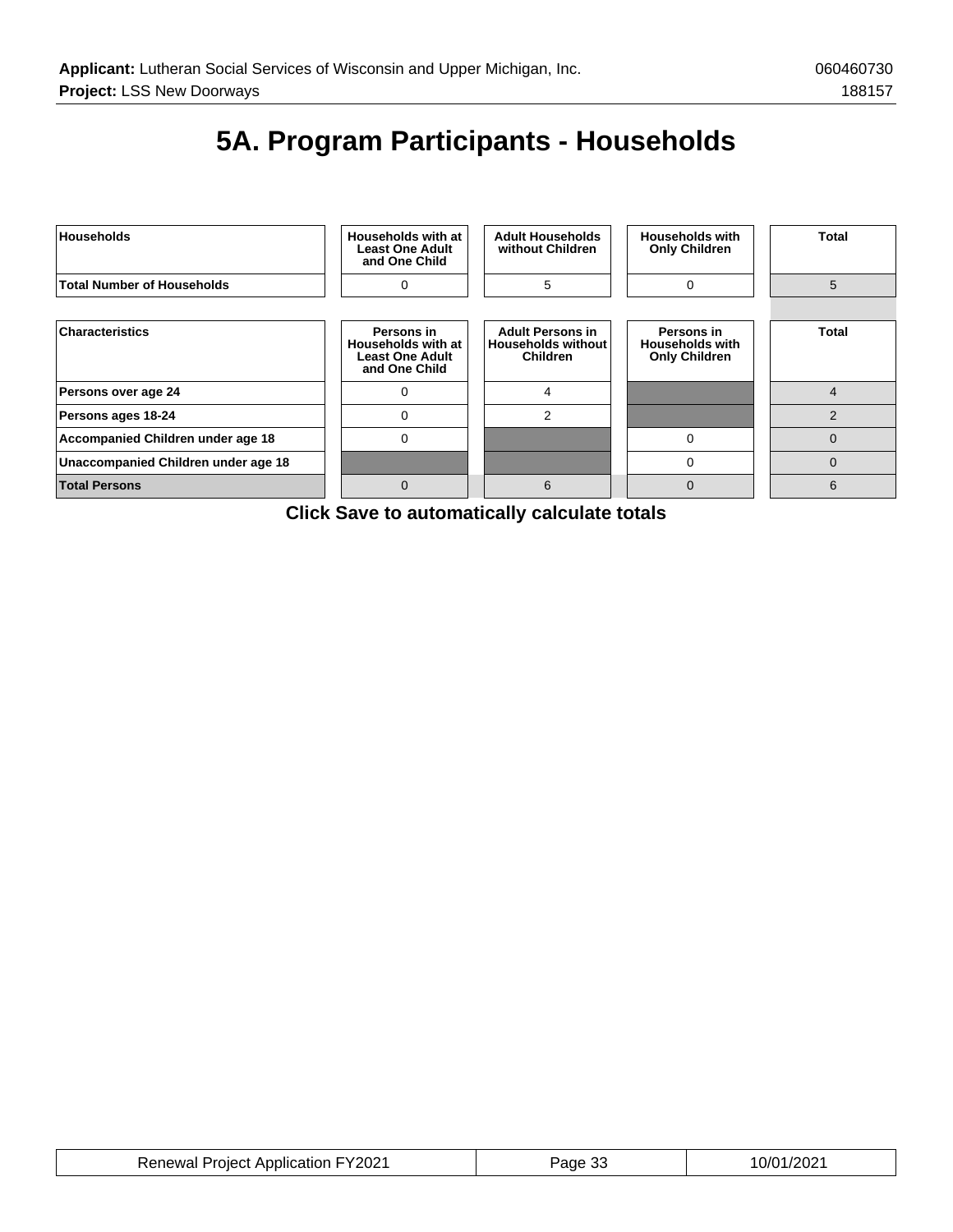# 5A. Program Participants - Households

| Households | Households with at Least One Adult and One Child | Adult Households without Children | Households with Only Children | Total |
|---|---|---|---|---|
| Total Number of Households | 0 | 5 | 0 | 5 |

| Characteristics | Persons in Households with at Least One Adult and One Child | Adult Persons in Households without Children | Persons in Households with Only Children | Total |
|---|---|---|---|---|
| Persons over age 24 | 0 | 4 | | 4 |
| Persons ages 18-24 | 0 | 2 | | 2 |
| Accompanied Children under age 18 | 0 | | 0 | 0 |
| Unaccompanied Children under age 18 | | | 0 | 0 |
| Total Persons | 0 | 6 | 0 | 6 |

**Click Save to automatically calculate totals**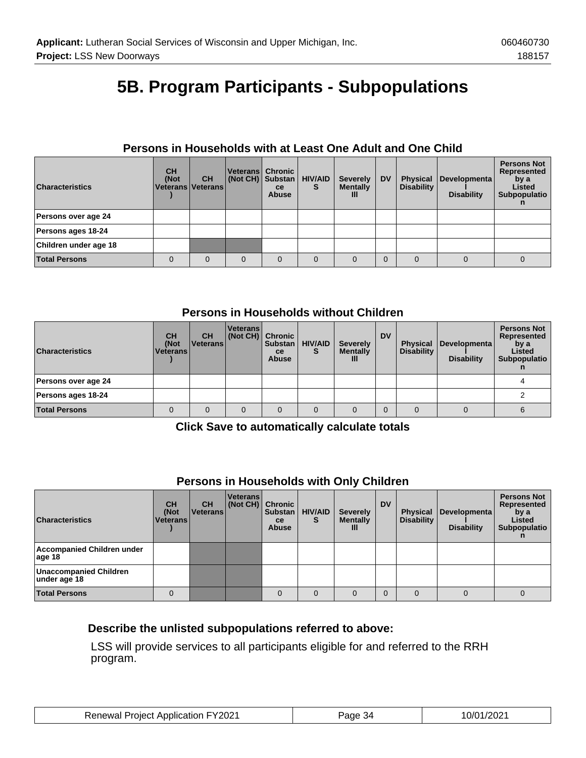# 5B. Program Participants - Subpopulations

### Persons in Households with at Least One Adult and One Child

| Characteristics | CH (Not Veterans) | CH Veterans | Veterans (Not CH) | Chronic Substance Abuse | HIV/AIDS | Severely Mentally Ill | DV | Physical Disability | Developmental Disability | Persons Not Represented by a Listed Subpopulation |
|---|---|---|---|---|---|---|---|---|---|---|
| Persons over age 24 | | | | | | | | | | |
| Persons ages 18-24 | | | | | | | | | | |
| Children under age 18 | | | | | | | | | | |
| **Total Persons** | 0 | 0 | 0 | 0 | 0 | 0 | 0 | 0 | 0 | 0 |

### Persons in Households without Children

| Characteristics | CH (Not Veterans) | CH Veterans | Veterans (Not CH) | Chronic Substance Abuse | HIV/AIDS | Severely Mentally Ill | DV | Physical Disability | Developmental Disability | Persons Not Represented by a Listed Subpopulation |
|---|---|---|---|---|---|---|---|---|---|---|
| Persons over age 24 | | | | | | | | | | 4 |
| Persons ages 18-24 | | | | | | | | | | 2 |
| **Total Persons** | 0 | 0 | 0 | 0 | 0 | 0 | 0 | 0 | 0 | 6 |

**Click Save to automatically calculate totals**

### Persons in Households with Only Children

| Characteristics | CH (Not Veterans) | CH Veterans | Veterans (Not CH) | Chronic Substance Abuse | HIV/AIDS | Severely Mentally Ill | DV | Physical Disability | Developmental Disability | Persons Not Represented by a Listed Subpopulation |
|---|---|---|---|---|---|---|---|---|---|---|
| Accompanied Children under age 18 | | | | | | | | | | |
| Unaccompanied Children under age 18 | | | | | | | | | | |
| **Total Persons** | 0 | | | 0 | 0 | 0 | 0 | 0 | 0 | 0 |

**Describe the unlisted subpopulations referred to above:**

LSS will provide services to all participants eligible for and referred to the RRH program.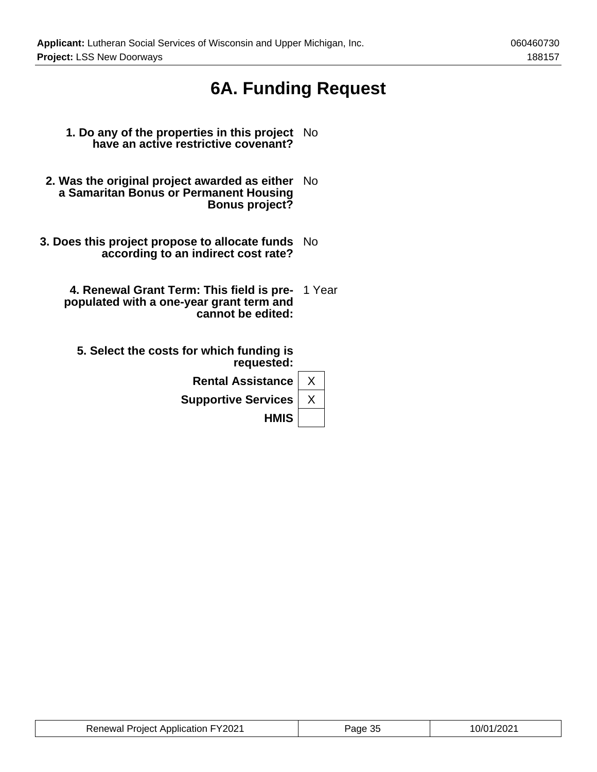# 6A. Funding Request

| | |
|---|---|
| **1. Do any of the properties in this project have an active restrictive covenant?** | No |
| **2. Was the original project awarded as either a Samaritan Bonus or Permanent Housing Bonus project?** | No |
| **3. Does this project propose to allocate funds according to an indirect cost rate?** | No |
| **4. Renewal Grant Term: This field is pre-populated with a one-year grant term and cannot be edited:** | 1 Year |

**5. Select the costs for which funding is requested:**

| | |
|---|---|
| **Rental Assistance** | X |
| **Supportive Services** | X |
| **HMIS** | |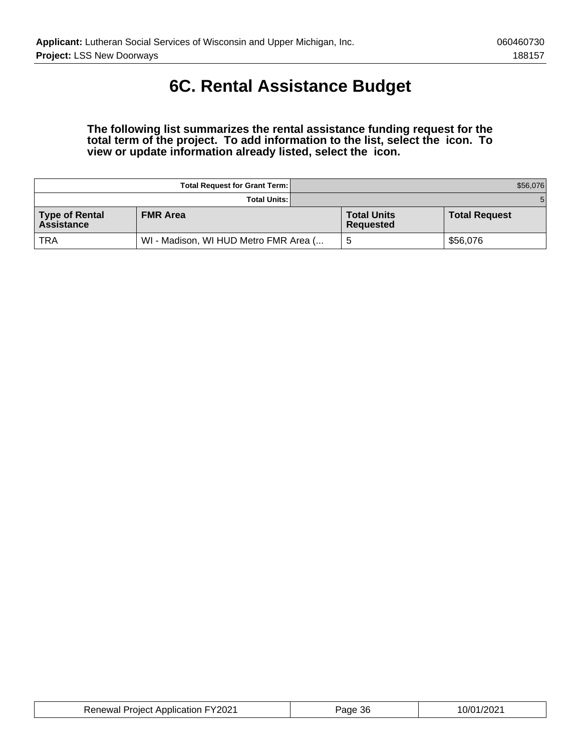# 6C. Rental Assistance Budget

**The following list summarizes the rental assistance funding request for the total term of the project. To add information to the list, select the icon. To view or update information already listed, select the icon.**

| | | Total Request for Grant Term: | $56,076 |
|---|---|---|---|
| | | **Total Units:** | 5 |
| **Type of Rental Assistance** | **FMR Area** | **Total Units Requested** | **Total Request** |
| TRA | WI - Madison, WI HUD Metro FMR Area (... | 5 | $56,076 |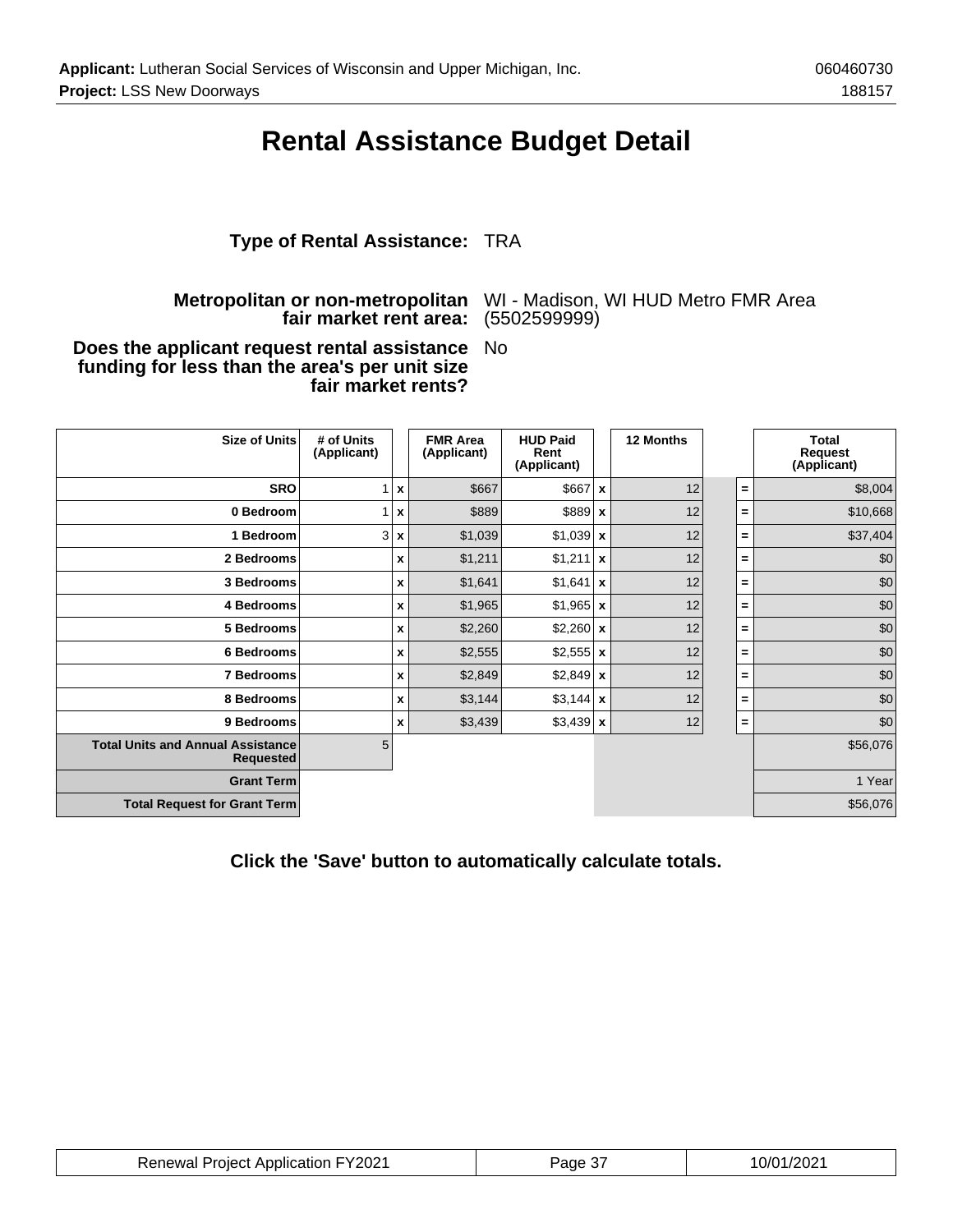# Rental Assistance Budget Detail

**Type of Rental Assistance:** TRA

**Metropolitan or non-metropolitan fair market rent area:** WI - Madison, WI HUD Metro FMR Area (5502599999)

**Does the applicant request rental assistance funding for less than the area's per unit size fair market rents?** No

| Size of Units | # of Units (Applicant) | | FMR Area (Applicant) | HUD Paid Rent (Applicant) | | 12 Months | | Total Request (Applicant) |
|---|---|---|---|---|---|---|---|---|
| SRO | 1 | x | $667 | $667 | x | 12 | = | $8,004 |
| 0 Bedroom | 1 | x | $889 | $889 | x | 12 | = | $10,668 |
| 1 Bedroom | 3 | x | $1,039 | $1,039 | x | 12 | = | $37,404 |
| 2 Bedrooms | | x | $1,211 | $1,211 | x | 12 | = | $0 |
| 3 Bedrooms | | x | $1,641 | $1,641 | x | 12 | = | $0 |
| 4 Bedrooms | | x | $1,965 | $1,965 | x | 12 | = | $0 |
| 5 Bedrooms | | x | $2,260 | $2,260 | x | 12 | = | $0 |
| 6 Bedrooms | | x | $2,555 | $2,555 | x | 12 | = | $0 |
| 7 Bedrooms | | x | $2,849 | $2,849 | x | 12 | = | $0 |
| 8 Bedrooms | | x | $3,144 | $3,144 | x | 12 | = | $0 |
| 9 Bedrooms | | x | $3,439 | $3,439 | x | 12 | = | $0 |
| Total Units and Annual Assistance Requested | 5 | | | | | | | $56,076 |
| Grant Term | | | | | | | | 1 Year |
| Total Request for Grant Term | | | | | | | | $56,076 |

**Click the 'Save' button to automatically calculate totals.**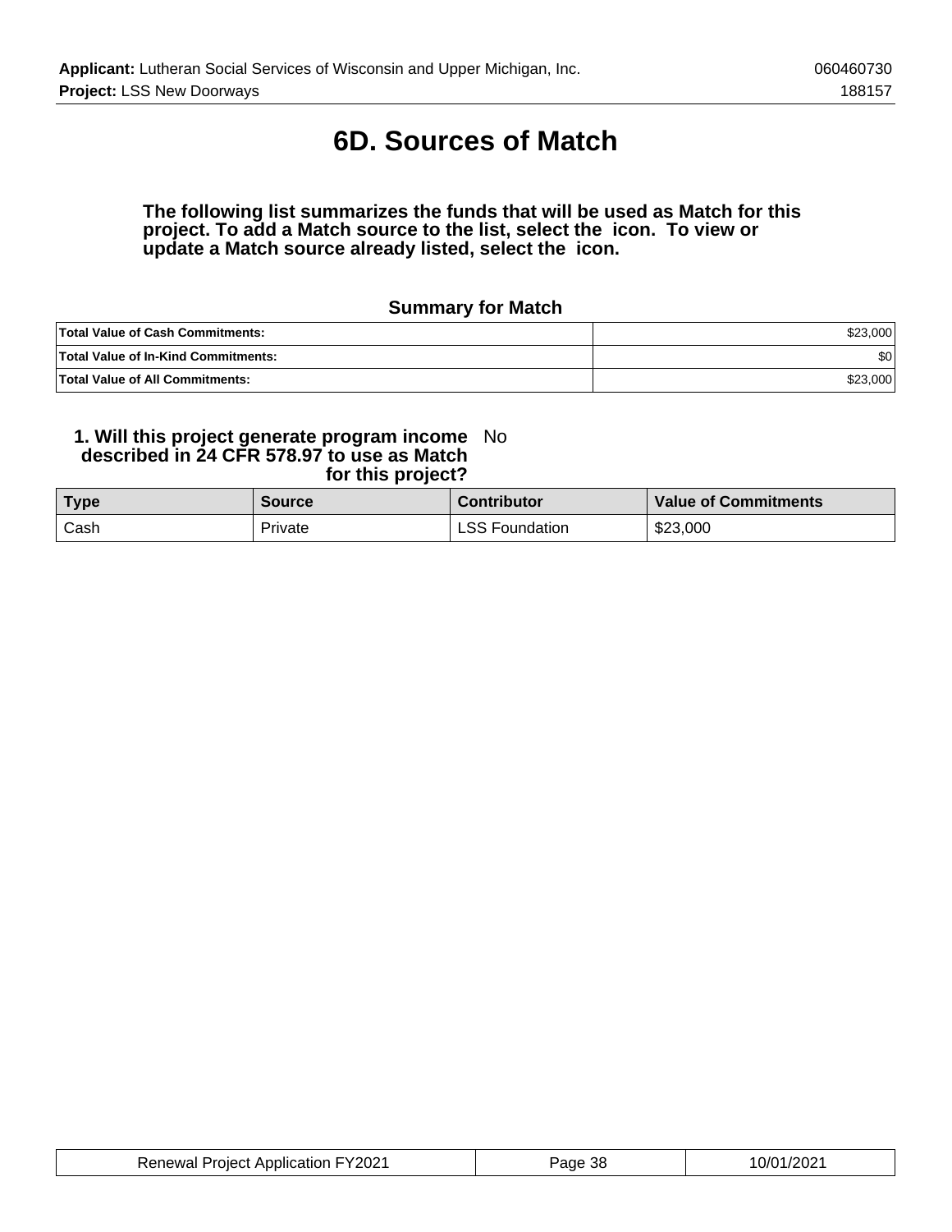# 6D. Sources of Match

**The following list summarizes the funds that will be used as Match for this project. To add a Match source to the list, select the icon. To view or update a Match source already listed, select the icon.**

### Summary for Match

| | |
|---|---|
| **Total Value of Cash Commitments:** | $23,000 |
| **Total Value of In-Kind Commitments:** | $0 |
| **Total Value of All Commitments:** | $23,000 |

**1. Will this project generate program income described in 24 CFR 578.97 to use as Match for this project?** No

| Type | Source | Contributor | Value of Commitments |
|---|---|---|---|
| Cash | Private | LSS Foundation | $23,000 |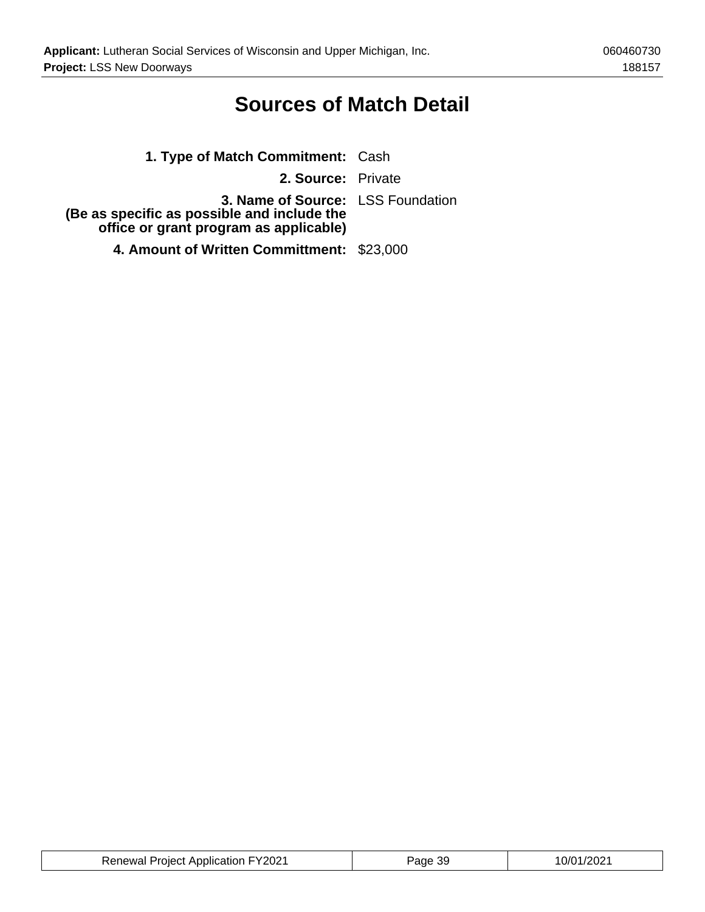# Sources of Match Detail

**1. Type of Match Commitment:** Cash

**2. Source:** Private

**3. Name of Source:**
**(Be as specific as possible and include the office or grant program as applicable)** LSS Foundation

**4. Amount of Written Committment:** $23,000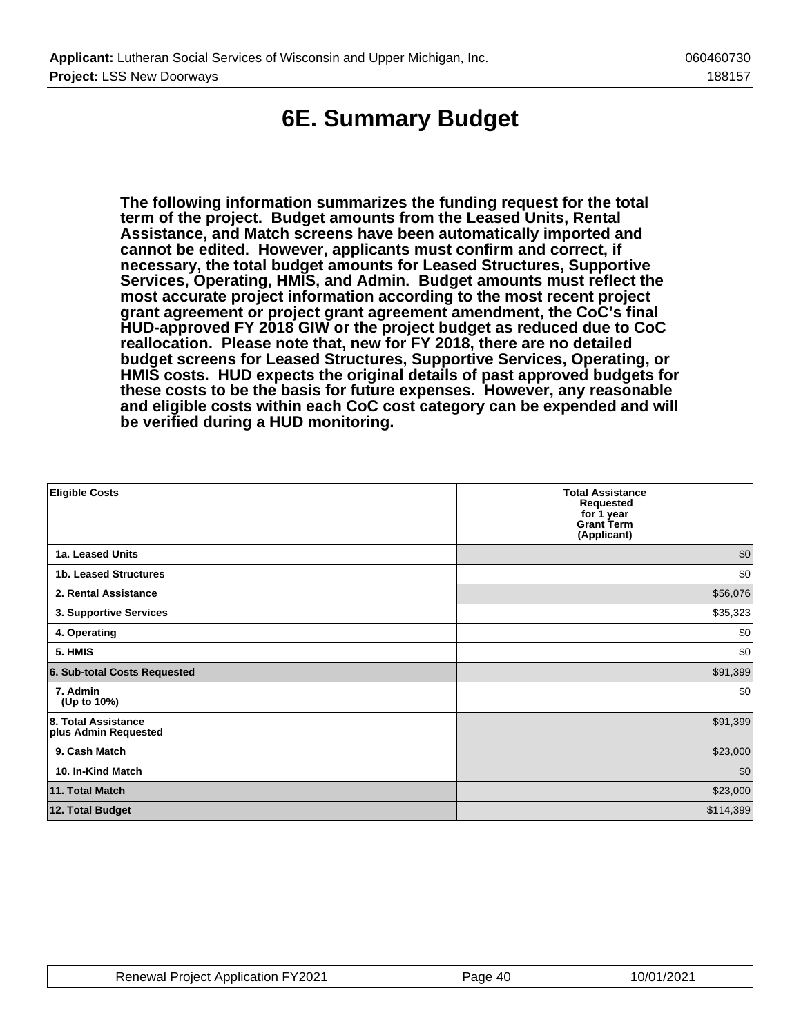# 6E. Summary Budget

**The following information summarizes the funding request for the total term of the project. Budget amounts from the Leased Units, Rental Assistance, and Match screens have been automatically imported and cannot be edited. However, applicants must confirm and correct, if necessary, the total budget amounts for Leased Structures, Supportive Services, Operating, HMIS, and Admin. Budget amounts must reflect the most accurate project information according to the most recent project grant agreement or project grant agreement amendment, the CoC's final HUD-approved FY 2018 GIW or the project budget as reduced due to CoC reallocation. Please note that, new for FY 2018, there are no detailed budget screens for Leased Structures, Supportive Services, Operating, or HMIS costs. HUD expects the original details of past approved budgets for these costs to be the basis for future expenses. However, any reasonable and eligible costs within each CoC cost category can be expended and will be verified during a HUD monitoring.**

| Eligible Costs | Total Assistance Requested for 1 year Grant Term (Applicant) |
|---|---|
| 1a. Leased Units | $0 |
| 1b. Leased Structures | $0 |
| 2. Rental Assistance | $56,076 |
| 3. Supportive Services | $35,323 |
| 4. Operating | $0 |
| 5. HMIS | $0 |
| **6. Sub-total Costs Requested** | $91,399 |
| 7. Admin (Up to 10%) | $0 |
| **8. Total Assistance plus Admin Requested** | $91,399 |
| 9. Cash Match | $23,000 |
| 10. In-Kind Match | $0 |
| **11. Total Match** | $23,000 |
| **12. Total Budget** | $114,399 |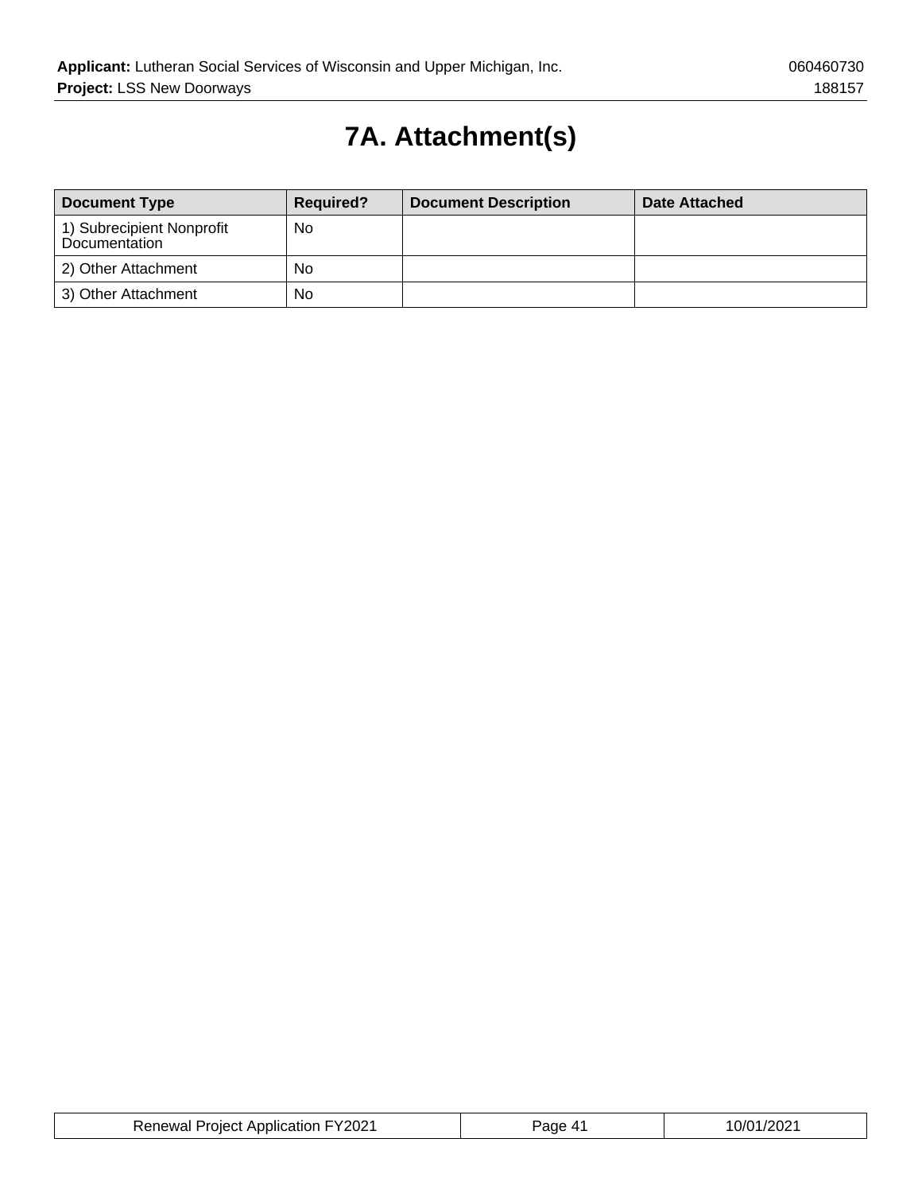# 7A. Attachment(s)

| Document Type | Required? | Document Description | Date Attached |
| --- | --- | --- | --- |
| 1) Subrecipient Nonprofit Documentation | No | | |
| 2) Other Attachment | No | | |
| 3) Other Attachment | No | | |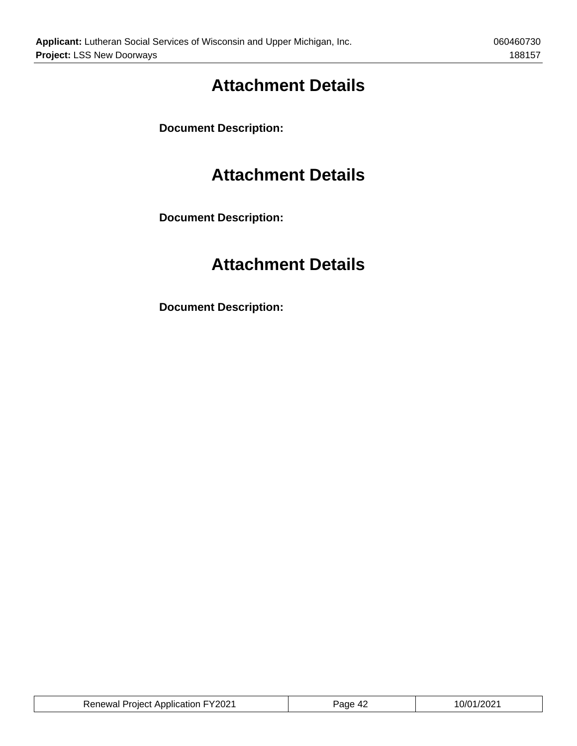# Attachment Details

**Document Description:**

# Attachment Details

**Document Description:**

# Attachment Details

**Document Description:**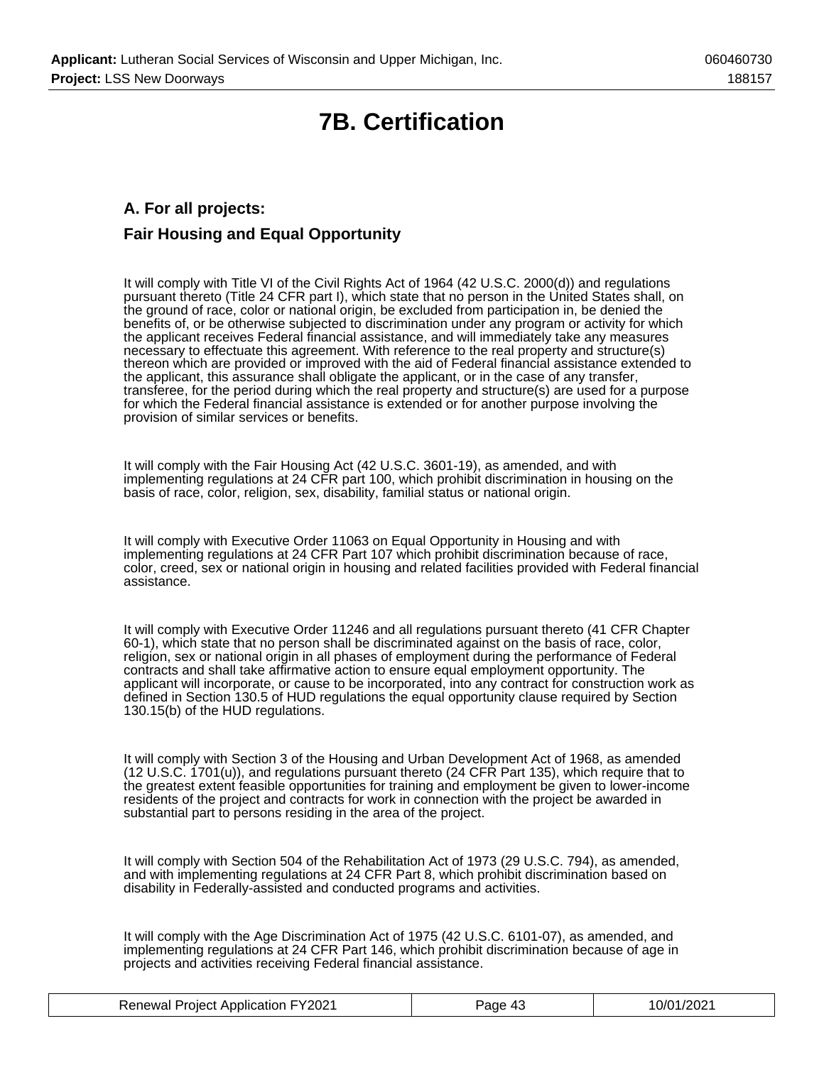# 7B. Certification

## A. For all projects:

## Fair Housing and Equal Opportunity

It will comply with Title VI of the Civil Rights Act of 1964 (42 U.S.C. 2000(d)) and regulations pursuant thereto (Title 24 CFR part I), which state that no person in the United States shall, on the ground of race, color or national origin, be excluded from participation in, be denied the benefits of, or be otherwise subjected to discrimination under any program or activity for which the applicant receives Federal financial assistance, and will immediately take any measures necessary to effectuate this agreement. With reference to the real property and structure(s) thereon which are provided or improved with the aid of Federal financial assistance extended to the applicant, this assurance shall obligate the applicant, or in the case of any transfer, transferee, for the period during which the real property and structure(s) are used for a purpose for which the Federal financial assistance is extended or for another purpose involving the provision of similar services or benefits.

It will comply with the Fair Housing Act (42 U.S.C. 3601-19), as amended, and with implementing regulations at 24 CFR part 100, which prohibit discrimination in housing on the basis of race, color, religion, sex, disability, familial status or national origin.

It will comply with Executive Order 11063 on Equal Opportunity in Housing and with implementing regulations at 24 CFR Part 107 which prohibit discrimination because of race, color, creed, sex or national origin in housing and related facilities provided with Federal financial assistance.

It will comply with Executive Order 11246 and all regulations pursuant thereto (41 CFR Chapter 60-1), which state that no person shall be discriminated against on the basis of race, color, religion, sex or national origin in all phases of employment during the performance of Federal contracts and shall take affirmative action to ensure equal employment opportunity. The applicant will incorporate, or cause to be incorporated, into any contract for construction work as defined in Section 130.5 of HUD regulations the equal opportunity clause required by Section 130.15(b) of the HUD regulations.

It will comply with Section 3 of the Housing and Urban Development Act of 1968, as amended (12 U.S.C. 1701(u)), and regulations pursuant thereto (24 CFR Part 135), which require that to the greatest extent feasible opportunities for training and employment be given to lower-income residents of the project and contracts for work in connection with the project be awarded in substantial part to persons residing in the area of the project.

It will comply with Section 504 of the Rehabilitation Act of 1973 (29 U.S.C. 794), as amended, and with implementing regulations at 24 CFR Part 8, which prohibit discrimination based on disability in Federally-assisted and conducted programs and activities.

It will comply with the Age Discrimination Act of 1975 (42 U.S.C. 6101-07), as amended, and implementing regulations at 24 CFR Part 146, which prohibit discrimination because of age in projects and activities receiving Federal financial assistance.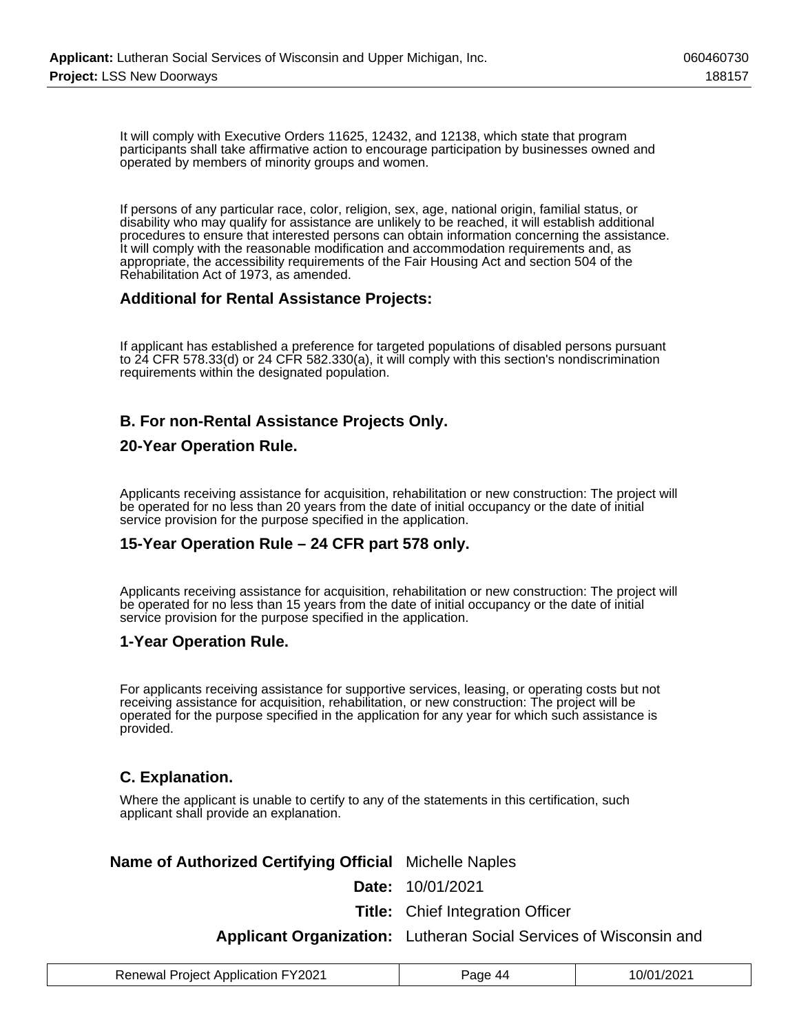It will comply with Executive Orders 11625, 12432, and 12138, which state that program participants shall take affirmative action to encourage participation by businesses owned and operated by members of minority groups and women.

If persons of any particular race, color, religion, sex, age, national origin, familial status, or disability who may qualify for assistance are unlikely to be reached, it will establish additional procedures to ensure that interested persons can obtain information concerning the assistance. It will comply with the reasonable modification and accommodation requirements and, as appropriate, the accessibility requirements of the Fair Housing Act and section 504 of the Rehabilitation Act of 1973, as amended.

### Additional for Rental Assistance Projects:

If applicant has established a preference for targeted populations of disabled persons pursuant to 24 CFR 578.33(d) or 24 CFR 582.330(a), it will comply with this section's nondiscrimination requirements within the designated population.

### B. For non-Rental Assistance Projects Only.

### 20-Year Operation Rule.

Applicants receiving assistance for acquisition, rehabilitation or new construction: The project will be operated for no less than 20 years from the date of initial occupancy or the date of initial service provision for the purpose specified in the application.

### 15-Year Operation Rule – 24 CFR part 578 only.

Applicants receiving assistance for acquisition, rehabilitation or new construction: The project will be operated for no less than 15 years from the date of initial occupancy or the date of initial service provision for the purpose specified in the application.

### 1-Year Operation Rule.

For applicants receiving assistance for supportive services, leasing, or operating costs but not receiving assistance for acquisition, rehabilitation, or new construction: The project will be operated for the purpose specified in the application for any year for which such assistance is provided.

### C. Explanation.

Where the applicant is unable to certify to any of the statements in this certification, such applicant shall provide an explanation.

| | |
|---|---|
| **Name of Authorized Certifying Official** | Michelle Naples |
| **Date:** | 10/01/2021 |
| **Title:** | Chief Integration Officer |
| **Applicant Organization:** | Lutheran Social Services of Wisconsin and |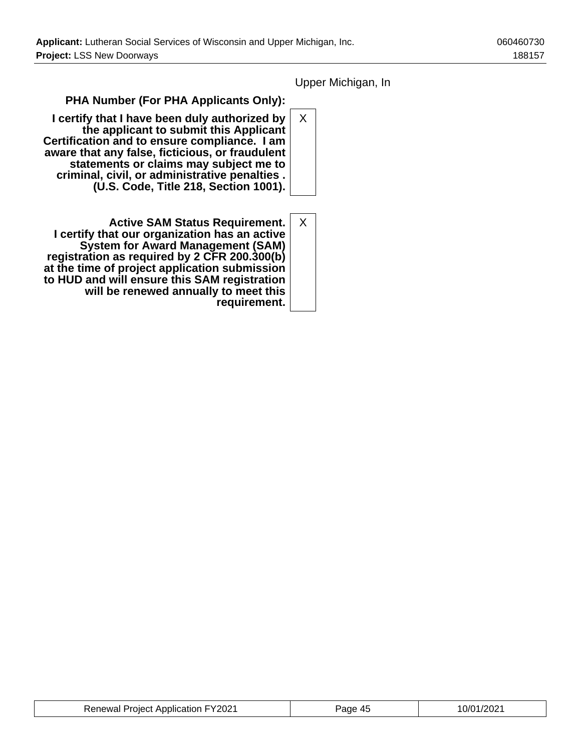Upper Michigan, In

| | |
|---|---|
| **PHA Number (For PHA Applicants Only):** | |
| **I certify that I have been duly authorized by the applicant to submit this Applicant Certification and to ensure compliance. I am aware that any false, ficticious, or fraudulent statements or claims may subject me to criminal, civil, or administrative penalties . (U.S. Code, Title 218, Section 1001).** | X |
| **Active SAM Status Requirement. I certify that our organization has an active System for Award Management (SAM) registration as required by 2 CFR 200.300(b) at the time of project application submission to HUD and will ensure this SAM registration will be renewed annually to meet this requirement.** | X |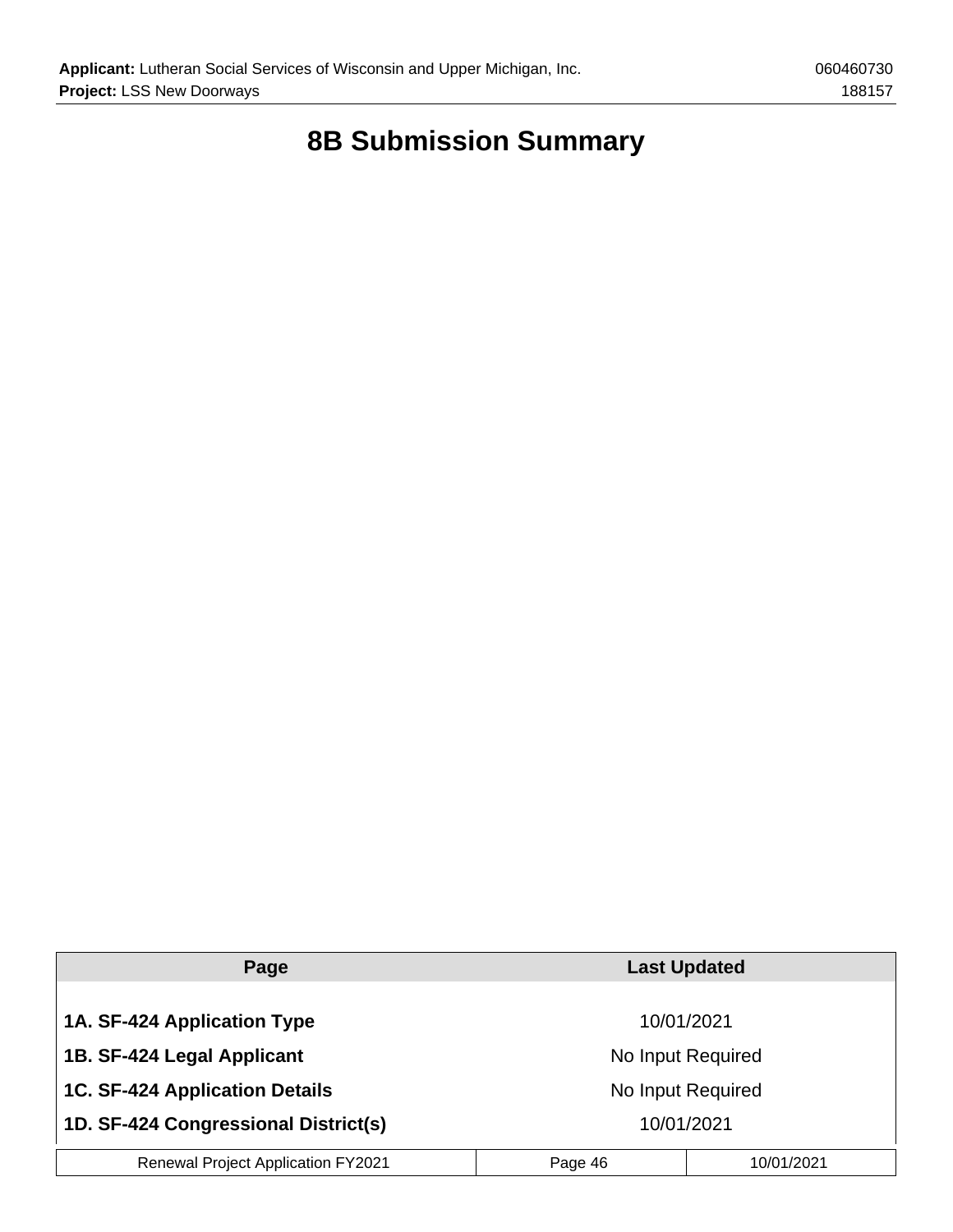# 8B Submission Summary

| Page | Last Updated |
| --- | --- |
| 1A. SF-424 Application Type | 10/01/2021 |
| 1B. SF-424 Legal Applicant | No Input Required |
| 1C. SF-424 Application Details | No Input Required |
| 1D. SF-424 Congressional District(s) | 10/01/2021 |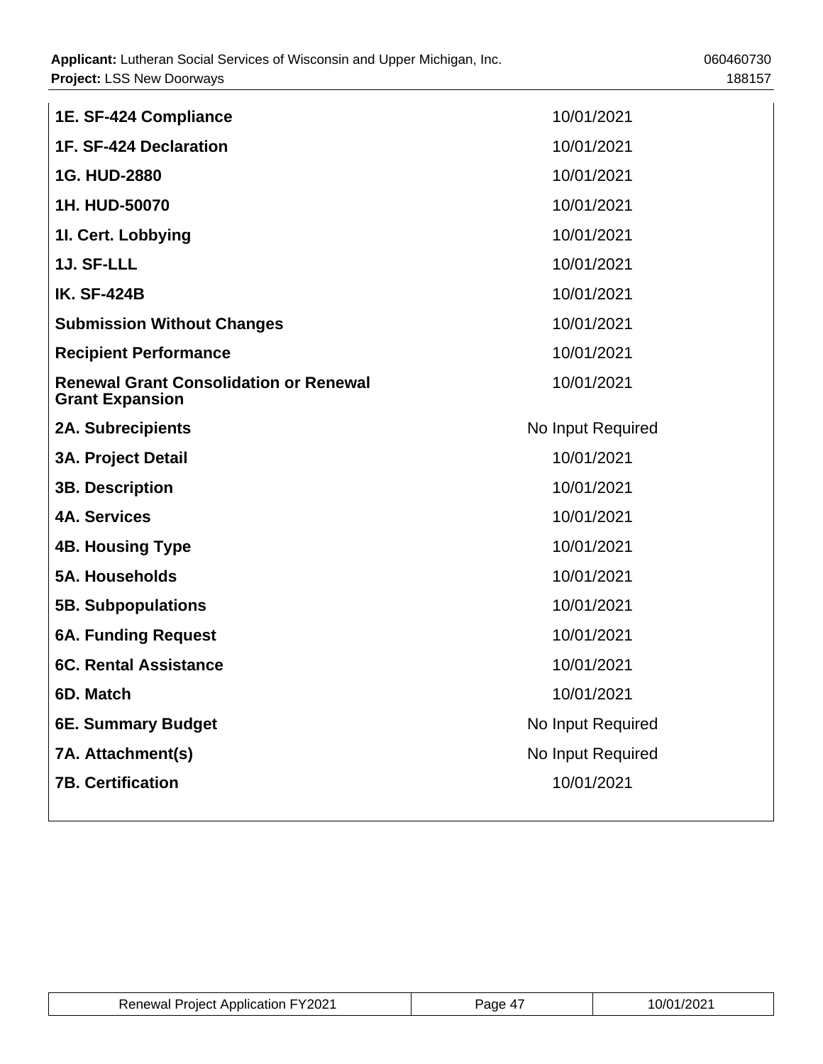| | |
|---|---|
| **1E. SF-424 Compliance** | 10/01/2021 |
| **1F. SF-424 Declaration** | 10/01/2021 |
| **1G. HUD-2880** | 10/01/2021 |
| **1H. HUD-50070** | 10/01/2021 |
| **1I. Cert. Lobbying** | 10/01/2021 |
| **1J. SF-LLL** | 10/01/2021 |
| **IK. SF-424B** | 10/01/2021 |
| **Submission Without Changes** | 10/01/2021 |
| **Recipient Performance** | 10/01/2021 |
| **Renewal Grant Consolidation or Renewal Grant Expansion** | 10/01/2021 |
| **2A. Subrecipients** | No Input Required |
| **3A. Project Detail** | 10/01/2021 |
| **3B. Description** | 10/01/2021 |
| **4A. Services** | 10/01/2021 |
| **4B. Housing Type** | 10/01/2021 |
| **5A. Households** | 10/01/2021 |
| **5B. Subpopulations** | 10/01/2021 |
| **6A. Funding Request** | 10/01/2021 |
| **6C. Rental Assistance** | 10/01/2021 |
| **6D. Match** | 10/01/2021 |
| **6E. Summary Budget** | No Input Required |
| **7A. Attachment(s)** | No Input Required |
| **7B. Certification** | 10/01/2021 |